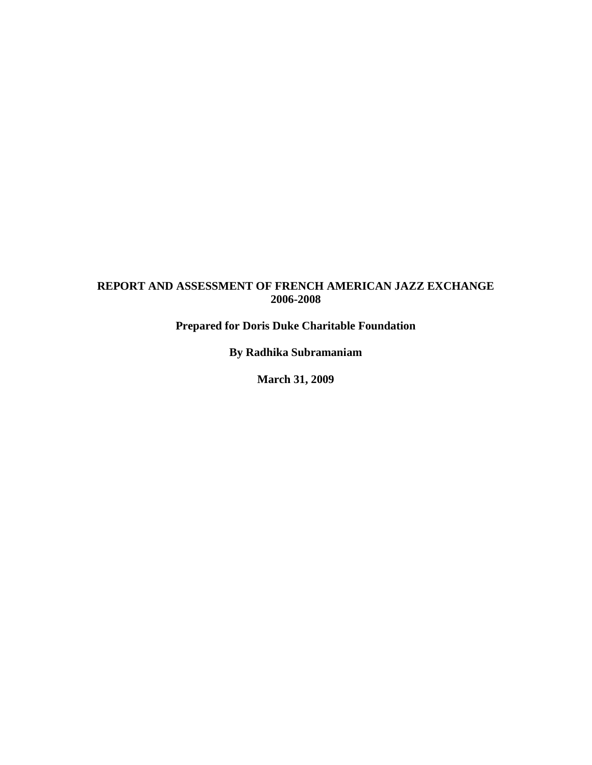# REPORT AND ASSESSMENT OF FRENCH AMERICAN JAZZ EXCHANGE 2006-2008

**Prepared for Doris Duke Charitable Foundation**

**By Radhika Subramaniam**

**March 31, 2009**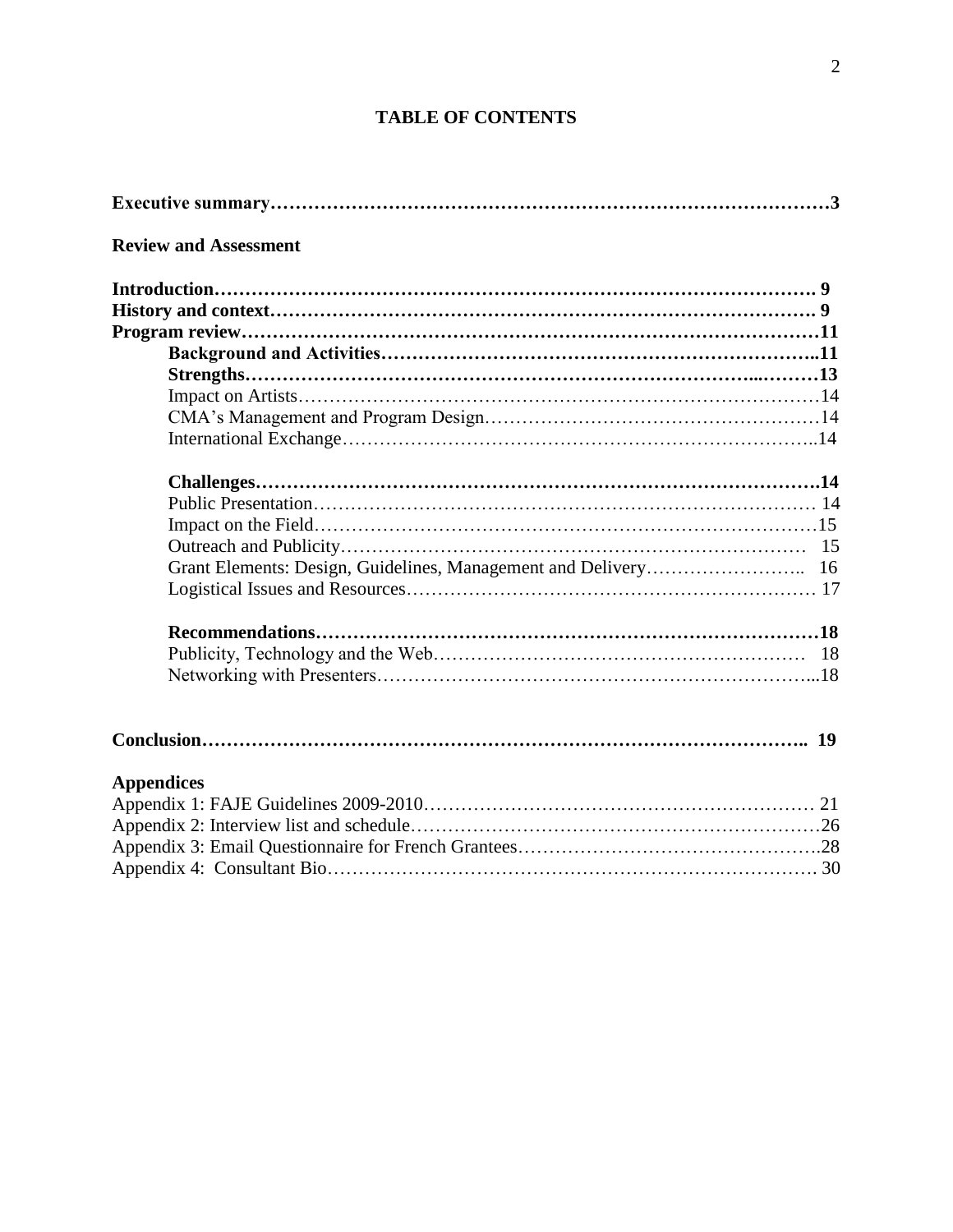# TABLE OF CONTENTS

**Executive summary……………………………………………………………………………3**

**Review and Assessment**

**Introduction………………………………………………………………………………… 9**
**History and context………………………………………………………………………… 9**
**Program review……………………………………………………………………………11**

- **Background and Activities………………………………………………………………..11**
- **Strengths………………………………………………………………………...………13**
  - Impact on Artists…………………………………………………………………………14
  - CMA's Management and Program Design………………………………………………14
  - International Exchange…………………………………………………………………..14
- **Challenges…………………………………………………………………………….14**
  - Public Presentation……………………………………………………………………… 14
  - Impact on the Field………………………………………………………………………15
  - Outreach and Publicity………………………………………………………………… 15
  - Grant Elements: Design, Guidelines, Management and Delivery…………………….. 16
  - Logistical Issues and Resources………………………………………………………… 17
- **Recommendations………………………………………………………………………18**
  - Publicity, Technology and the Web…………………………………………………… 18
  - Networking with Presenters……………………………………………………………...18

**Conclusion……………………………………………………………………………….. 19**

**Appendices**

Appendix 1: FAJE Guidelines 2009-2010……………………………………………………… 21
Appendix 2: Interview list and schedule…………………………………………………………26
Appendix 3: Email Questionnaire for French Grantees………………………………………….28
Appendix 4: Consultant Bio………………………………………………………………………. 30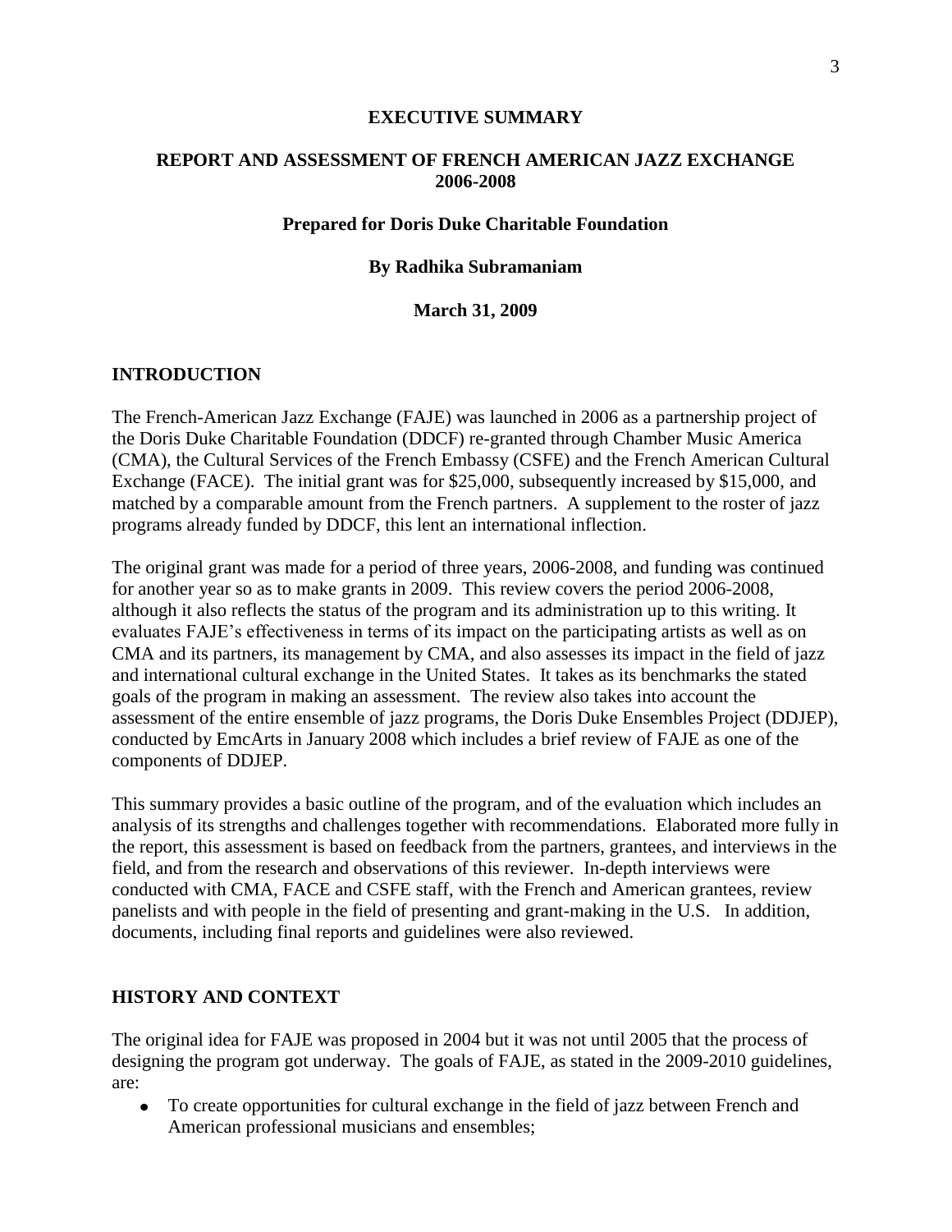# EXECUTIVE SUMMARY

## REPORT AND ASSESSMENT OF FRENCH AMERICAN JAZZ EXCHANGE 2006-2008

**Prepared for Doris Duke Charitable Foundation**

**By Radhika Subramaniam**

**March 31, 2009**

## INTRODUCTION

The French-American Jazz Exchange (FAJE) was launched in 2006 as a partnership project of the Doris Duke Charitable Foundation (DDCF) re-granted through Chamber Music America (CMA), the Cultural Services of the French Embassy (CSFE) and the French American Cultural Exchange (FACE). The initial grant was for $25,000, subsequently increased by $15,000, and matched by a comparable amount from the French partners. A supplement to the roster of jazz programs already funded by DDCF, this lent an international inflection.

The original grant was made for a period of three years, 2006-2008, and funding was continued for another year so as to make grants in 2009. This review covers the period 2006-2008, although it also reflects the status of the program and its administration up to this writing. It evaluates FAJE's effectiveness in terms of its impact on the participating artists as well as on CMA and its partners, its management by CMA, and also assesses its impact in the field of jazz and international cultural exchange in the United States. It takes as its benchmarks the stated goals of the program in making an assessment. The review also takes into account the assessment of the entire ensemble of jazz programs, the Doris Duke Ensembles Project (DDJEP), conducted by EmcArts in January 2008 which includes a brief review of FAJE as one of the components of DDJEP.

This summary provides a basic outline of the program, and of the evaluation which includes an analysis of its strengths and challenges together with recommendations. Elaborated more fully in the report, this assessment is based on feedback from the partners, grantees, and interviews in the field, and from the research and observations of this reviewer. In-depth interviews were conducted with CMA, FACE and CSFE staff, with the French and American grantees, review panelists and with people in the field of presenting and grant-making in the U.S. In addition, documents, including final reports and guidelines were also reviewed.

## HISTORY AND CONTEXT

The original idea for FAJE was proposed in 2004 but it was not until 2005 that the process of designing the program got underway. The goals of FAJE, as stated in the 2009-2010 guidelines, are:

- To create opportunities for cultural exchange in the field of jazz between French and American professional musicians and ensembles;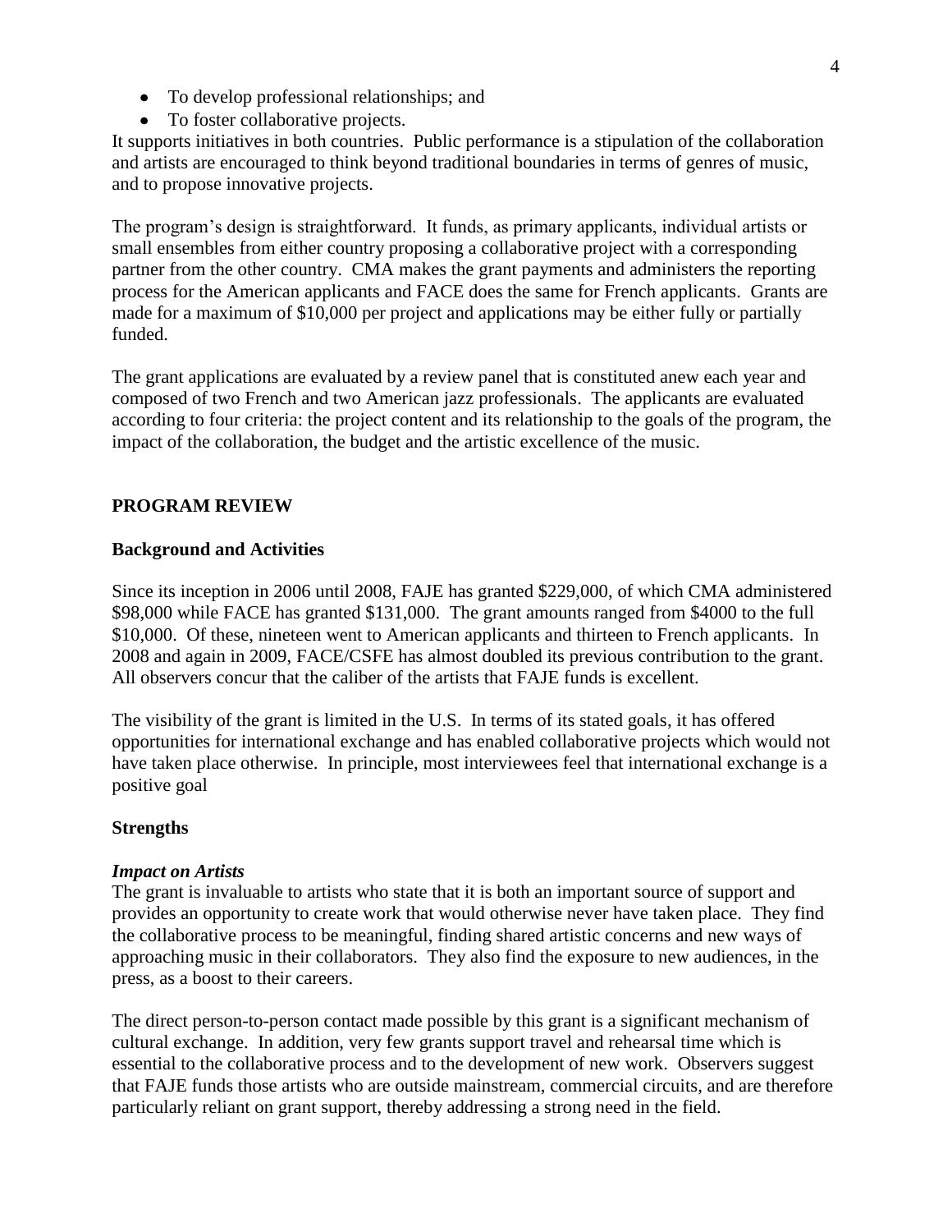- To develop professional relationships; and
- To foster collaborative projects.

It supports initiatives in both countries. Public performance is a stipulation of the collaboration and artists are encouraged to think beyond traditional boundaries in terms of genres of music, and to propose innovative projects.

The program's design is straightforward. It funds, as primary applicants, individual artists or small ensembles from either country proposing a collaborative project with a corresponding partner from the other country. CMA makes the grant payments and administers the reporting process for the American applicants and FACE does the same for French applicants. Grants are made for a maximum of $10,000 per project and applications may be either fully or partially funded.

The grant applications are evaluated by a review panel that is constituted anew each year and composed of two French and two American jazz professionals. The applicants are evaluated according to four criteria: the project content and its relationship to the goals of the program, the impact of the collaboration, the budget and the artistic excellence of the music.

## PROGRAM REVIEW

### Background and Activities

Since its inception in 2006 until 2008, FAJE has granted $229,000, of which CMA administered $98,000 while FACE has granted $131,000. The grant amounts ranged from $4000 to the full $10,000. Of these, nineteen went to American applicants and thirteen to French applicants. In 2008 and again in 2009, FACE/CSFE has almost doubled its previous contribution to the grant. All observers concur that the caliber of the artists that FAJE funds is excellent.

The visibility of the grant is limited in the U.S. In terms of its stated goals, it has offered opportunities for international exchange and has enabled collaborative projects which would not have taken place otherwise. In principle, most interviewees feel that international exchange is a positive goal

### Strengths

#### *Impact on Artists*

The grant is invaluable to artists who state that it is both an important source of support and provides an opportunity to create work that would otherwise never have taken place. They find the collaborative process to be meaningful, finding shared artistic concerns and new ways of approaching music in their collaborators. They also find the exposure to new audiences, in the press, as a boost to their careers.

The direct person-to-person contact made possible by this grant is a significant mechanism of cultural exchange. In addition, very few grants support travel and rehearsal time which is essential to the collaborative process and to the development of new work. Observers suggest that FAJE funds those artists who are outside mainstream, commercial circuits, and are therefore particularly reliant on grant support, thereby addressing a strong need in the field.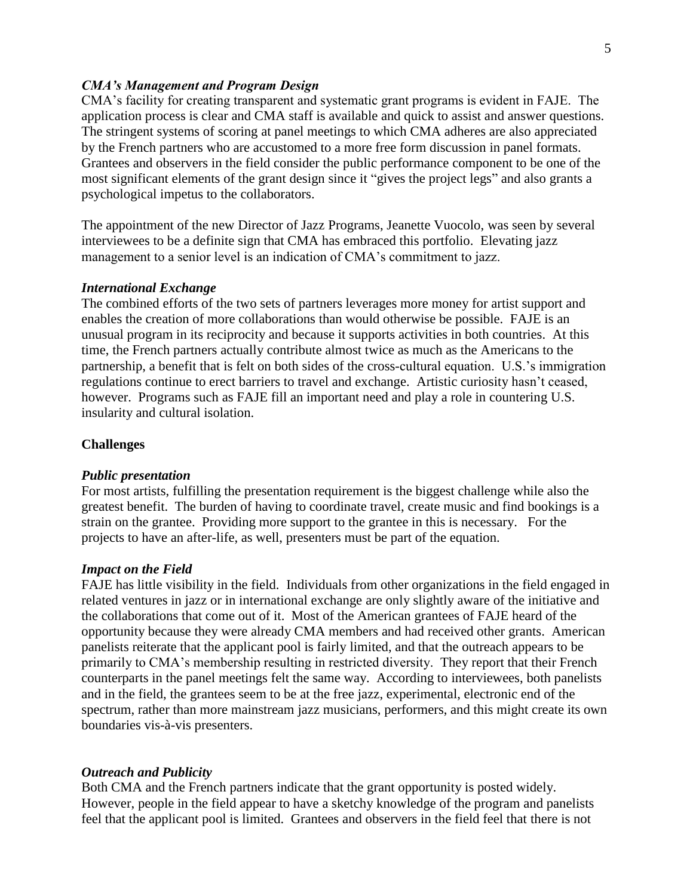***CMA's Management and Program Design***

CMA's facility for creating transparent and systematic grant programs is evident in FAJE. The application process is clear and CMA staff is available and quick to assist and answer questions. The stringent systems of scoring at panel meetings to which CMA adheres are also appreciated by the French partners who are accustomed to a more free form discussion in panel formats. Grantees and observers in the field consider the public performance component to be one of the most significant elements of the grant design since it "gives the project legs" and also grants a psychological impetus to the collaborators.

The appointment of the new Director of Jazz Programs, Jeanette Vuocolo, was seen by several interviewees to be a definite sign that CMA has embraced this portfolio. Elevating jazz management to a senior level is an indication of CMA's commitment to jazz.

***International Exchange***

The combined efforts of the two sets of partners leverages more money for artist support and enables the creation of more collaborations than would otherwise be possible. FAJE is an unusual program in its reciprocity and because it supports activities in both countries. At this time, the French partners actually contribute almost twice as much as the Americans to the partnership, a benefit that is felt on both sides of the cross-cultural equation. U.S.'s immigration regulations continue to erect barriers to travel and exchange. Artistic curiosity hasn't ceased, however. Programs such as FAJE fill an important need and play a role in countering U.S. insularity and cultural isolation.

**Challenges**

***Public presentation***

For most artists, fulfilling the presentation requirement is the biggest challenge while also the greatest benefit. The burden of having to coordinate travel, create music and find bookings is a strain on the grantee. Providing more support to the grantee in this is necessary. For the projects to have an after-life, as well, presenters must be part of the equation.

***Impact on the Field***

FAJE has little visibility in the field. Individuals from other organizations in the field engaged in related ventures in jazz or in international exchange are only slightly aware of the initiative and the collaborations that come out of it. Most of the American grantees of FAJE heard of the opportunity because they were already CMA members and had received other grants. American panelists reiterate that the applicant pool is fairly limited, and that the outreach appears to be primarily to CMA's membership resulting in restricted diversity. They report that their French counterparts in the panel meetings felt the same way. According to interviewees, both panelists and in the field, the grantees seem to be at the free jazz, experimental, electronic end of the spectrum, rather than more mainstream jazz musicians, performers, and this might create its own boundaries vis-à-vis presenters.

***Outreach and Publicity***

Both CMA and the French partners indicate that the grant opportunity is posted widely. However, people in the field appear to have a sketchy knowledge of the program and panelists feel that the applicant pool is limited. Grantees and observers in the field feel that there is not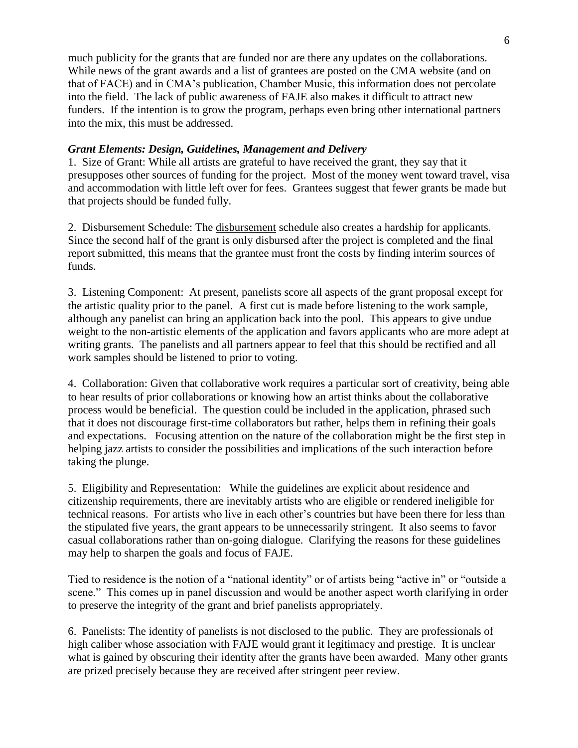much publicity for the grants that are funded nor are there any updates on the collaborations. While news of the grant awards and a list of grantees are posted on the CMA website (and on that of FACE) and in CMA's publication, Chamber Music, this information does not percolate into the field. The lack of public awareness of FAJE also makes it difficult to attract new funders. If the intention is to grow the program, perhaps even bring other international partners into the mix, this must be addressed.

***Grant Elements: Design, Guidelines, Management and Delivery***

1. Size of Grant: While all artists are grateful to have received the grant, they say that it presupposes other sources of funding for the project. Most of the money went toward travel, visa and accommodation with little left over for fees. Grantees suggest that fewer grants be made but that projects should be funded fully.

2. Disbursement Schedule: The disbursement schedule also creates a hardship for applicants. Since the second half of the grant is only disbursed after the project is completed and the final report submitted, this means that the grantee must front the costs by finding interim sources of funds.

3. Listening Component: At present, panelists score all aspects of the grant proposal except for the artistic quality prior to the panel. A first cut is made before listening to the work sample, although any panelist can bring an application back into the pool. This appears to give undue weight to the non-artistic elements of the application and favors applicants who are more adept at writing grants. The panelists and all partners appear to feel that this should be rectified and all work samples should be listened to prior to voting.

4. Collaboration: Given that collaborative work requires a particular sort of creativity, being able to hear results of prior collaborations or knowing how an artist thinks about the collaborative process would be beneficial. The question could be included in the application, phrased such that it does not discourage first-time collaborators but rather, helps them in refining their goals and expectations. Focusing attention on the nature of the collaboration might be the first step in helping jazz artists to consider the possibilities and implications of the such interaction before taking the plunge.

5. Eligibility and Representation: While the guidelines are explicit about residence and citizenship requirements, there are inevitably artists who are eligible or rendered ineligible for technical reasons. For artists who live in each other's countries but have been there for less than the stipulated five years, the grant appears to be unnecessarily stringent. It also seems to favor casual collaborations rather than on-going dialogue. Clarifying the reasons for these guidelines may help to sharpen the goals and focus of FAJE.

Tied to residence is the notion of a "national identity" or of artists being "active in" or "outside a scene." This comes up in panel discussion and would be another aspect worth clarifying in order to preserve the integrity of the grant and brief panelists appropriately.

6. Panelists: The identity of panelists is not disclosed to the public. They are professionals of high caliber whose association with FAJE would grant it legitimacy and prestige. It is unclear what is gained by obscuring their identity after the grants have been awarded. Many other grants are prized precisely because they are received after stringent peer review.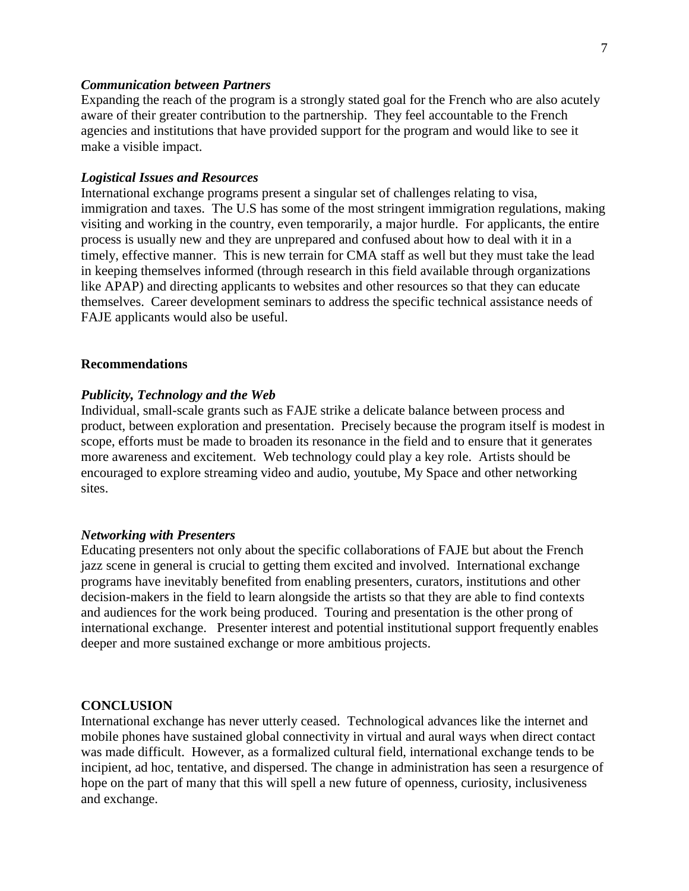### *Communication between Partners*

Expanding the reach of the program is a strongly stated goal for the French who are also acutely aware of their greater contribution to the partnership. They feel accountable to the French agencies and institutions that have provided support for the program and would like to see it make a visible impact.

### *Logistical Issues and Resources*

International exchange programs present a singular set of challenges relating to visa, immigration and taxes. The U.S has some of the most stringent immigration regulations, making visiting and working in the country, even temporarily, a major hurdle. For applicants, the entire process is usually new and they are unprepared and confused about how to deal with it in a timely, effective manner. This is new terrain for CMA staff as well but they must take the lead in keeping themselves informed (through research in this field available through organizations like APAP) and directing applicants to websites and other resources so that they can educate themselves. Career development seminars to address the specific technical assistance needs of FAJE applicants would also be useful.

## Recommendations

### *Publicity, Technology and the Web*

Individual, small-scale grants such as FAJE strike a delicate balance between process and product, between exploration and presentation. Precisely because the program itself is modest in scope, efforts must be made to broaden its resonance in the field and to ensure that it generates more awareness and excitement. Web technology could play a key role. Artists should be encouraged to explore streaming video and audio, youtube, My Space and other networking sites.

### *Networking with Presenters*

Educating presenters not only about the specific collaborations of FAJE but about the French jazz scene in general is crucial to getting them excited and involved. International exchange programs have inevitably benefited from enabling presenters, curators, institutions and other decision-makers in the field to learn alongside the artists so that they are able to find contexts and audiences for the work being produced. Touring and presentation is the other prong of international exchange. Presenter interest and potential institutional support frequently enables deeper and more sustained exchange or more ambitious projects.

## CONCLUSION

International exchange has never utterly ceased. Technological advances like the internet and mobile phones have sustained global connectivity in virtual and aural ways when direct contact was made difficult. However, as a formalized cultural field, international exchange tends to be incipient, ad hoc, tentative, and dispersed. The change in administration has seen a resurgence of hope on the part of many that this will spell a new future of openness, curiosity, inclusiveness and exchange.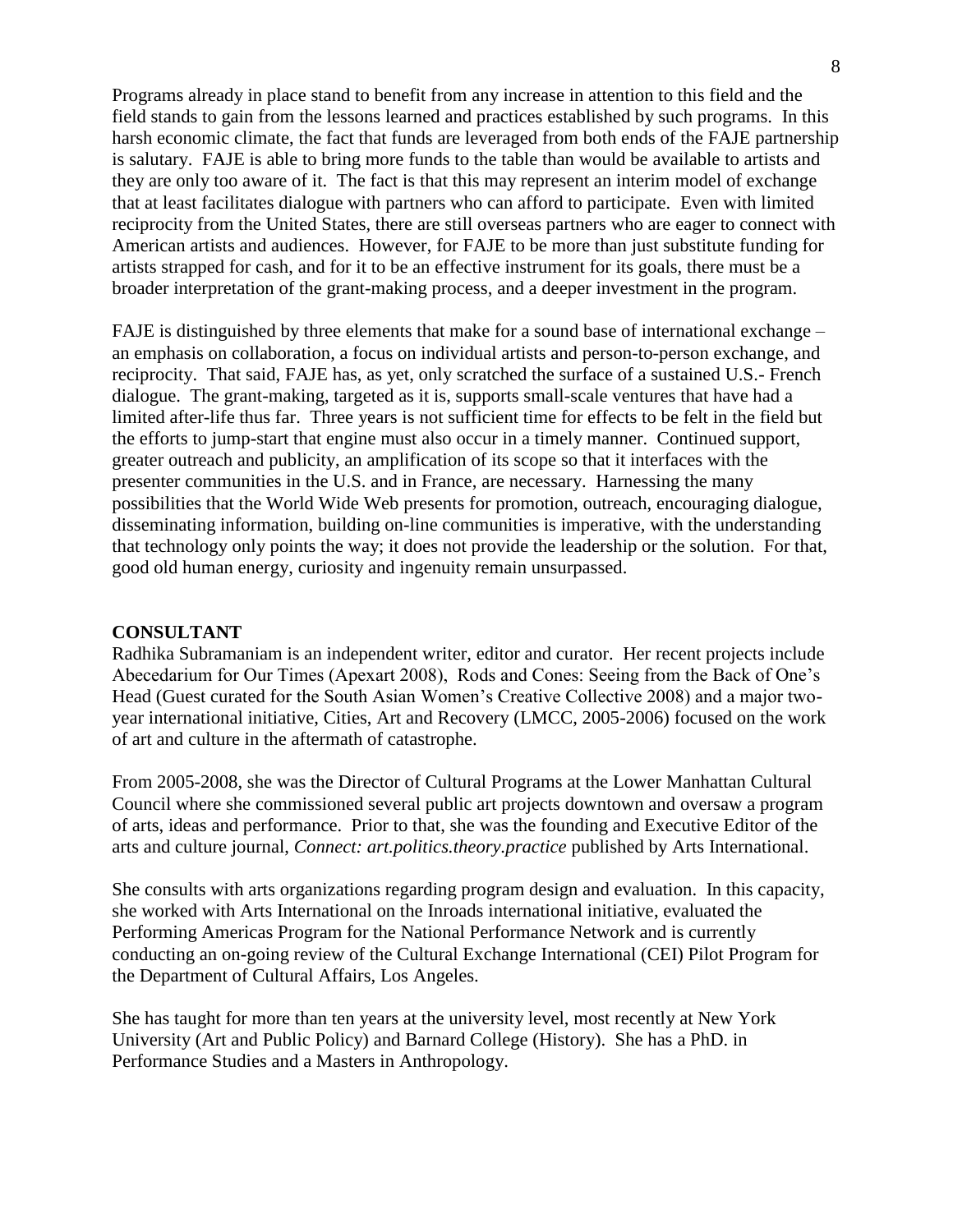Programs already in place stand to benefit from any increase in attention to this field and the field stands to gain from the lessons learned and practices established by such programs. In this harsh economic climate, the fact that funds are leveraged from both ends of the FAJE partnership is salutary. FAJE is able to bring more funds to the table than would be available to artists and they are only too aware of it. The fact is that this may represent an interim model of exchange that at least facilitates dialogue with partners who can afford to participate. Even with limited reciprocity from the United States, there are still overseas partners who are eager to connect with American artists and audiences. However, for FAJE to be more than just substitute funding for artists strapped for cash, and for it to be an effective instrument for its goals, there must be a broader interpretation of the grant-making process, and a deeper investment in the program.

FAJE is distinguished by three elements that make for a sound base of international exchange – an emphasis on collaboration, a focus on individual artists and person-to-person exchange, and reciprocity. That said, FAJE has, as yet, only scratched the surface of a sustained U.S.- French dialogue. The grant-making, targeted as it is, supports small-scale ventures that have had a limited after-life thus far. Three years is not sufficient time for effects to be felt in the field but the efforts to jump-start that engine must also occur in a timely manner. Continued support, greater outreach and publicity, an amplification of its scope so that it interfaces with the presenter communities in the U.S. and in France, are necessary. Harnessing the many possibilities that the World Wide Web presents for promotion, outreach, encouraging dialogue, disseminating information, building on-line communities is imperative, with the understanding that technology only points the way; it does not provide the leadership or the solution. For that, good old human energy, curiosity and ingenuity remain unsurpassed.

**CONSULTANT**

Radhika Subramaniam is an independent writer, editor and curator. Her recent projects include Abecedarium for Our Times (Apexart 2008), Rods and Cones: Seeing from the Back of One's Head (Guest curated for the South Asian Women's Creative Collective 2008) and a major two-year international initiative, Cities, Art and Recovery (LMCC, 2005-2006) focused on the work of art and culture in the aftermath of catastrophe.

From 2005-2008, she was the Director of Cultural Programs at the Lower Manhattan Cultural Council where she commissioned several public art projects downtown and oversaw a program of arts, ideas and performance. Prior to that, she was the founding and Executive Editor of the arts and culture journal, *Connect: art.politics.theory.practice* published by Arts International.

She consults with arts organizations regarding program design and evaluation. In this capacity, she worked with Arts International on the Inroads international initiative, evaluated the Performing Americas Program for the National Performance Network and is currently conducting an on-going review of the Cultural Exchange International (CEI) Pilot Program for the Department of Cultural Affairs, Los Angeles.

She has taught for more than ten years at the university level, most recently at New York University (Art and Public Policy) and Barnard College (History). She has a PhD. in Performance Studies and a Masters in Anthropology.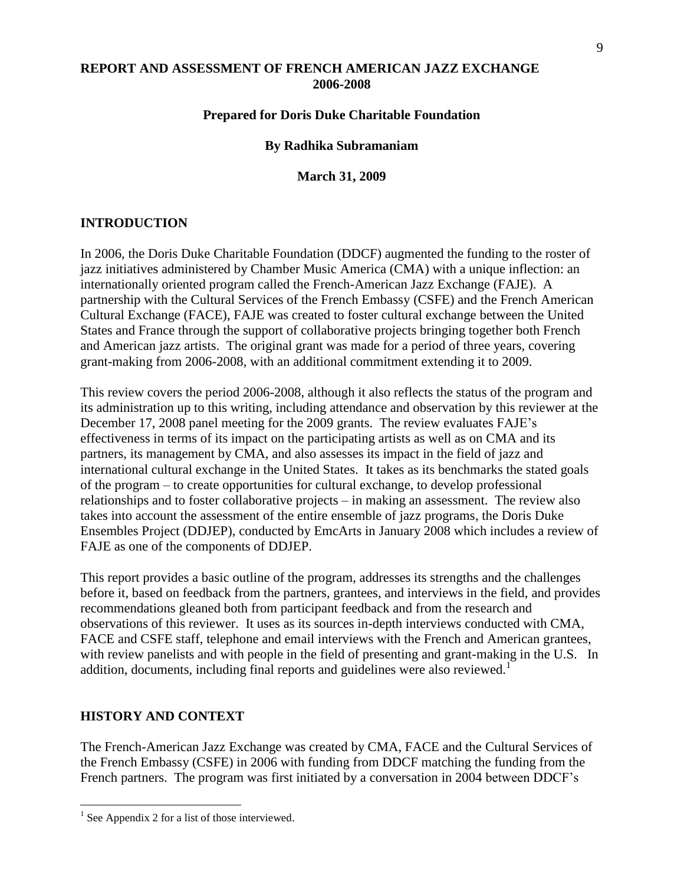**REPORT AND ASSESSMENT OF FRENCH AMERICAN JAZZ EXCHANGE 2006-2008**

**Prepared for Doris Duke Charitable Foundation**

**By Radhika Subramaniam**

**March 31, 2009**

## INTRODUCTION

In 2006, the Doris Duke Charitable Foundation (DDCF) augmented the funding to the roster of jazz initiatives administered by Chamber Music America (CMA) with a unique inflection: an internationally oriented program called the French-American Jazz Exchange (FAJE). A partnership with the Cultural Services of the French Embassy (CSFE) and the French American Cultural Exchange (FACE), FAJE was created to foster cultural exchange between the United States and France through the support of collaborative projects bringing together both French and American jazz artists. The original grant was made for a period of three years, covering grant-making from 2006-2008, with an additional commitment extending it to 2009.

This review covers the period 2006-2008, although it also reflects the status of the program and its administration up to this writing, including attendance and observation by this reviewer at the December 17, 2008 panel meeting for the 2009 grants. The review evaluates FAJE's effectiveness in terms of its impact on the participating artists as well as on CMA and its partners, its management by CMA, and also assesses its impact in the field of jazz and international cultural exchange in the United States. It takes as its benchmarks the stated goals of the program – to create opportunities for cultural exchange, to develop professional relationships and to foster collaborative projects – in making an assessment. The review also takes into account the assessment of the entire ensemble of jazz programs, the Doris Duke Ensembles Project (DDJEP), conducted by EmcArts in January 2008 which includes a review of FAJE as one of the components of DDJEP.

This report provides a basic outline of the program, addresses its strengths and the challenges before it, based on feedback from the partners, grantees, and interviews in the field, and provides recommendations gleaned both from participant feedback and from the research and observations of this reviewer. It uses as its sources in-depth interviews conducted with CMA, FACE and CSFE staff, telephone and email interviews with the French and American grantees, with review panelists and with people in the field of presenting and grant-making in the U.S. In addition, documents, including final reports and guidelines were also reviewed.[1]

## HISTORY AND CONTEXT

The French-American Jazz Exchange was created by CMA, FACE and the Cultural Services of the French Embassy (CSFE) in 2006 with funding from DDCF matching the funding from the French partners. The program was first initiated by a conversation in 2004 between DDCF's

[1] See Appendix 2 for a list of those interviewed.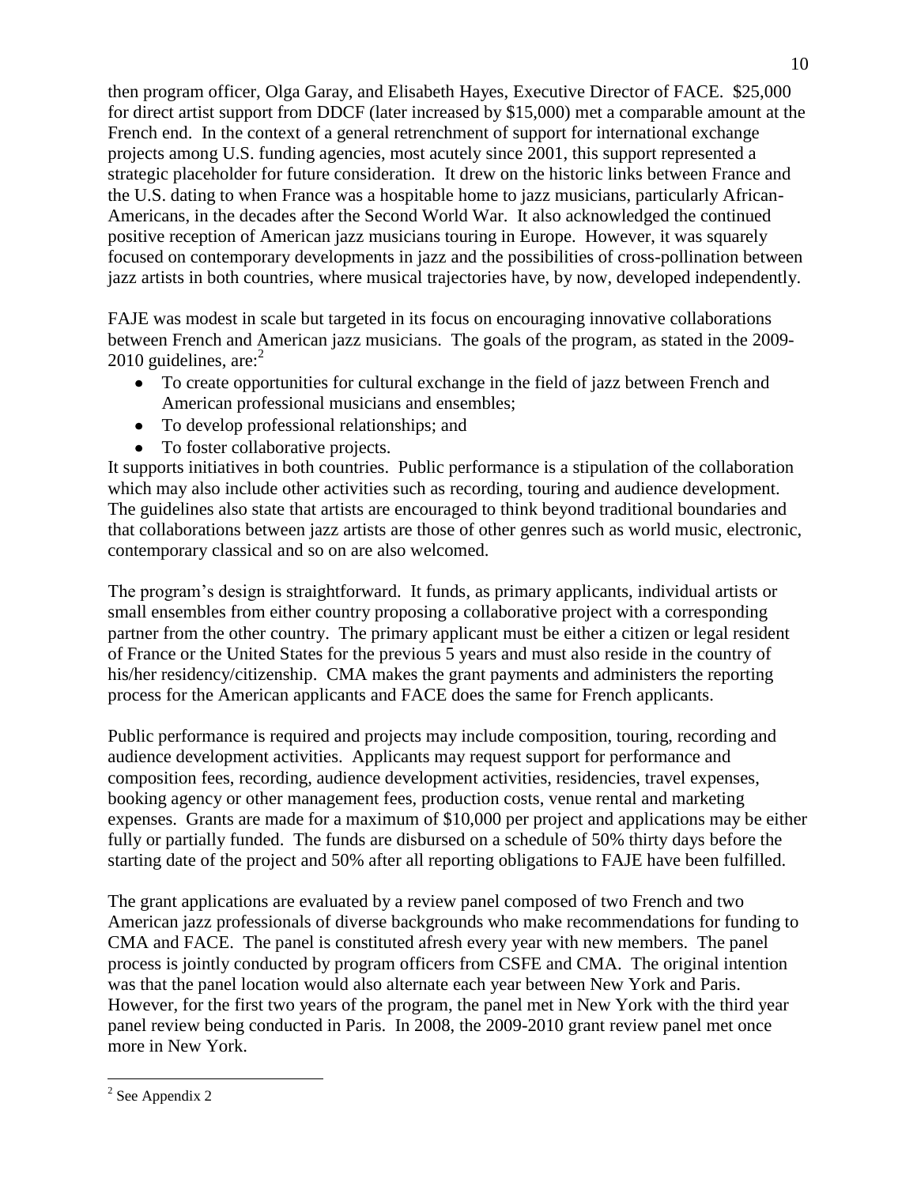then program officer, Olga Garay, and Elisabeth Hayes, Executive Director of FACE. \$25,000 for direct artist support from DDCF (later increased by \$15,000) met a comparable amount at the French end. In the context of a general retrenchment of support for international exchange projects among U.S. funding agencies, most acutely since 2001, this support represented a strategic placeholder for future consideration. It drew on the historic links between France and the U.S. dating to when France was a hospitable home to jazz musicians, particularly African-Americans, in the decades after the Second World War. It also acknowledged the continued positive reception of American jazz musicians touring in Europe. However, it was squarely focused on contemporary developments in jazz and the possibilities of cross-pollination between jazz artists in both countries, where musical trajectories have, by now, developed independently.

FAJE was modest in scale but targeted in its focus on encouraging innovative collaborations between French and American jazz musicians. The goals of the program, as stated in the 2009-2010 guidelines, are:[2]

- To create opportunities for cultural exchange in the field of jazz between French and American professional musicians and ensembles;
- To develop professional relationships; and
- To foster collaborative projects.

It supports initiatives in both countries. Public performance is a stipulation of the collaboration which may also include other activities such as recording, touring and audience development. The guidelines also state that artists are encouraged to think beyond traditional boundaries and that collaborations between jazz artists are those of other genres such as world music, electronic, contemporary classical and so on are also welcomed.

The program's design is straightforward. It funds, as primary applicants, individual artists or small ensembles from either country proposing a collaborative project with a corresponding partner from the other country. The primary applicant must be either a citizen or legal resident of France or the United States for the previous 5 years and must also reside in the country of his/her residency/citizenship. CMA makes the grant payments and administers the reporting process for the American applicants and FACE does the same for French applicants.

Public performance is required and projects may include composition, touring, recording and audience development activities. Applicants may request support for performance and composition fees, recording, audience development activities, residencies, travel expenses, booking agency or other management fees, production costs, venue rental and marketing expenses. Grants are made for a maximum of \$10,000 per project and applications may be either fully or partially funded. The funds are disbursed on a schedule of 50% thirty days before the starting date of the project and 50% after all reporting obligations to FAJE have been fulfilled.

The grant applications are evaluated by a review panel composed of two French and two American jazz professionals of diverse backgrounds who make recommendations for funding to CMA and FACE. The panel is constituted afresh every year with new members. The panel process is jointly conducted by program officers from CSFE and CMA. The original intention was that the panel location would also alternate each year between New York and Paris. However, for the first two years of the program, the panel met in New York with the third year panel review being conducted in Paris. In 2008, the 2009-2010 grant review panel met once more in New York.

[2] See Appendix 2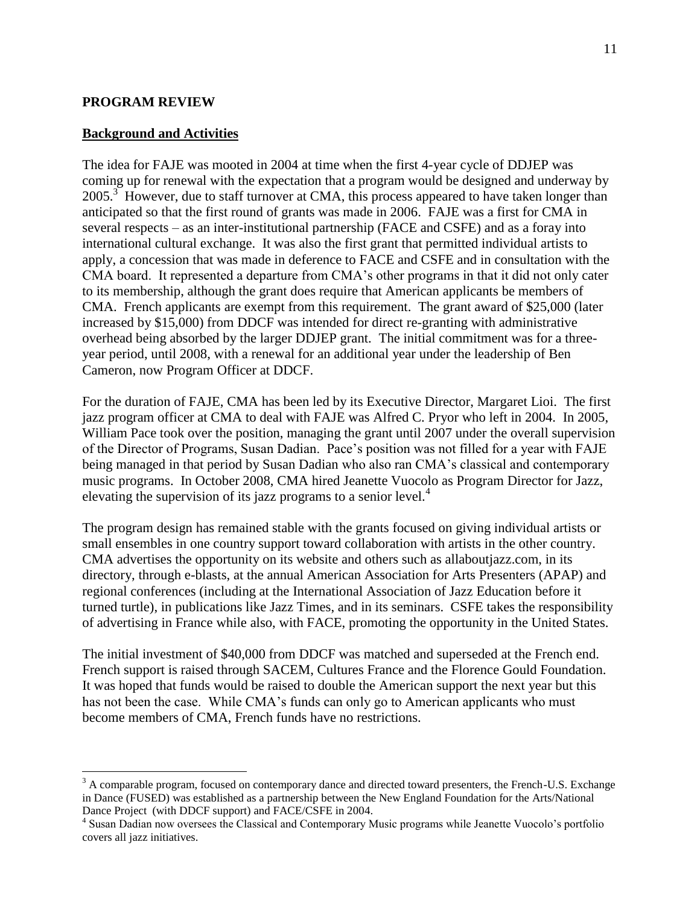## PROGRAM REVIEW

### Background and Activities

The idea for FAJE was mooted in 2004 at time when the first 4-year cycle of DDJEP was coming up for renewal with the expectation that a program would be designed and underway by 2005.[3] However, due to staff turnover at CMA, this process appeared to have taken longer than anticipated so that the first round of grants was made in 2006. FAJE was a first for CMA in several respects – as an inter-institutional partnership (FACE and CSFE) and as a foray into international cultural exchange. It was also the first grant that permitted individual artists to apply, a concession that was made in deference to FACE and CSFE and in consultation with the CMA board. It represented a departure from CMA's other programs in that it did not only cater to its membership, although the grant does require that American applicants be members of CMA. French applicants are exempt from this requirement. The grant award of $25,000 (later increased by $15,000) from DDCF was intended for direct re-granting with administrative overhead being absorbed by the larger DDJEP grant. The initial commitment was for a three-year period, until 2008, with a renewal for an additional year under the leadership of Ben Cameron, now Program Officer at DDCF.

For the duration of FAJE, CMA has been led by its Executive Director, Margaret Lioi. The first jazz program officer at CMA to deal with FAJE was Alfred C. Pryor who left in 2004. In 2005, William Pace took over the position, managing the grant until 2007 under the overall supervision of the Director of Programs, Susan Dadian. Pace's position was not filled for a year with FAJE being managed in that period by Susan Dadian who also ran CMA's classical and contemporary music programs. In October 2008, CMA hired Jeanette Vuocolo as Program Director for Jazz, elevating the supervision of its jazz programs to a senior level.[4]

The program design has remained stable with the grants focused on giving individual artists or small ensembles in one country support toward collaboration with artists in the other country. CMA advertises the opportunity on its website and others such as allaboutjazz.com, in its directory, through e-blasts, at the annual American Association for Arts Presenters (APAP) and regional conferences (including at the International Association of Jazz Education before it turned turtle), in publications like Jazz Times, and in its seminars. CSFE takes the responsibility of advertising in France while also, with FACE, promoting the opportunity in the United States.

The initial investment of $40,000 from DDCF was matched and superseded at the French end. French support is raised through SACEM, Cultures France and the Florence Gould Foundation. It was hoped that funds would be raised to double the American support the next year but this has not been the case. While CMA's funds can only go to American applicants who must become members of CMA, French funds have no restrictions.

---

[3] A comparable program, focused on contemporary dance and directed toward presenters, the French-U.S. Exchange in Dance (FUSED) was established as a partnership between the New England Foundation for the Arts/National Dance Project (with DDCF support) and FACE/CSFE in 2004.

[4] Susan Dadian now oversees the Classical and Contemporary Music programs while Jeanette Vuocolo's portfolio covers all jazz initiatives.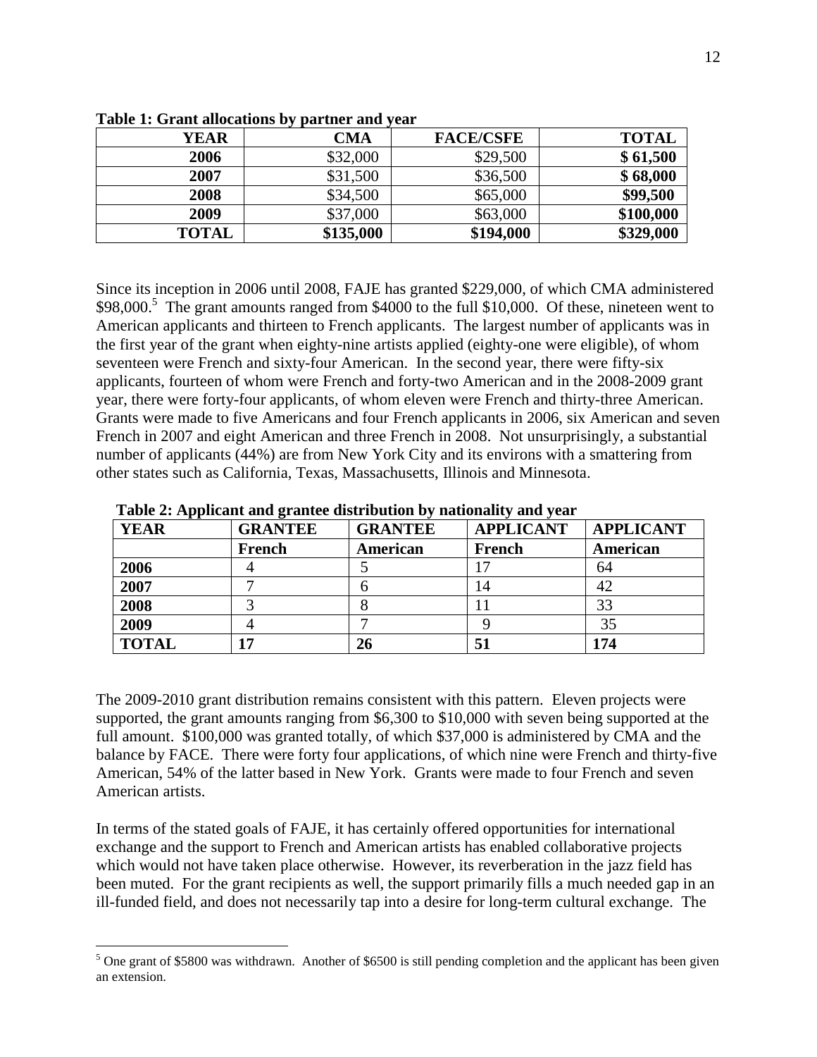**Table 1: Grant allocations by partner and year**

| YEAR | CMA | FACE/CSFE | TOTAL |
|---|---|---|---|
| **2006** | \$32,000 | \$29,500 | **\$ 61,500** |
| **2007** | \$31,500 | \$36,500 | **\$ 68,000** |
| **2008** | \$34,500 | \$65,000 | **\$99,500** |
| **2009** | \$37,000 | \$63,000 | **\$100,000** |
| **TOTAL** | **\$135,000** | **\$194,000** | **\$329,000** |

Since its inception in 2006 until 2008, FAJE has granted \$229,000, of which CMA administered \$98,000.[5] The grant amounts ranged from \$4000 to the full \$10,000. Of these, nineteen went to American applicants and thirteen to French applicants. The largest number of applicants was in the first year of the grant when eighty-nine artists applied (eighty-one were eligible), of whom seventeen were French and sixty-four American. In the second year, there were fifty-six applicants, fourteen of whom were French and forty-two American and in the 2008-2009 grant year, there were forty-four applicants, of whom eleven were French and thirty-three American. Grants were made to five Americans and four French applicants in 2006, six American and seven French in 2007 and eight American and three French in 2008. Not unsurprisingly, a substantial number of applicants (44%) are from New York City and its environs with a smattering from other states such as California, Texas, Massachusetts, Illinois and Minnesota.

**Table 2: Applicant and grantee distribution by nationality and year**

| YEAR | GRANTEE | GRANTEE | APPLICANT | APPLICANT |
|---|---|---|---|---|
| | **French** | **American** | **French** | **American** |
| **2006** | 4 | 5 | 17 | 64 |
| **2007** | 7 | 6 | 14 | 42 |
| **2008** | 3 | 8 | 11 | 33 |
| **2009** | 4 | 7 | 9 | 35 |
| **TOTAL** | **17** | **26** | **51** | **174** |

The 2009-2010 grant distribution remains consistent with this pattern. Eleven projects were supported, the grant amounts ranging from \$6,300 to \$10,000 with seven being supported at the full amount. \$100,000 was granted totally, of which \$37,000 is administered by CMA and the balance by FACE. There were forty four applications, of which nine were French and thirty-five American, 54% of the latter based in New York. Grants were made to four French and seven American artists.

In terms of the stated goals of FAJE, it has certainly offered opportunities for international exchange and the support to French and American artists has enabled collaborative projects which would not have taken place otherwise. However, its reverberation in the jazz field has been muted. For the grant recipients as well, the support primarily fills a much needed gap in an ill-funded field, and does not necessarily tap into a desire for long-term cultural exchange. The

[5] One grant of \$5800 was withdrawn. Another of \$6500 is still pending completion and the applicant has been given an extension.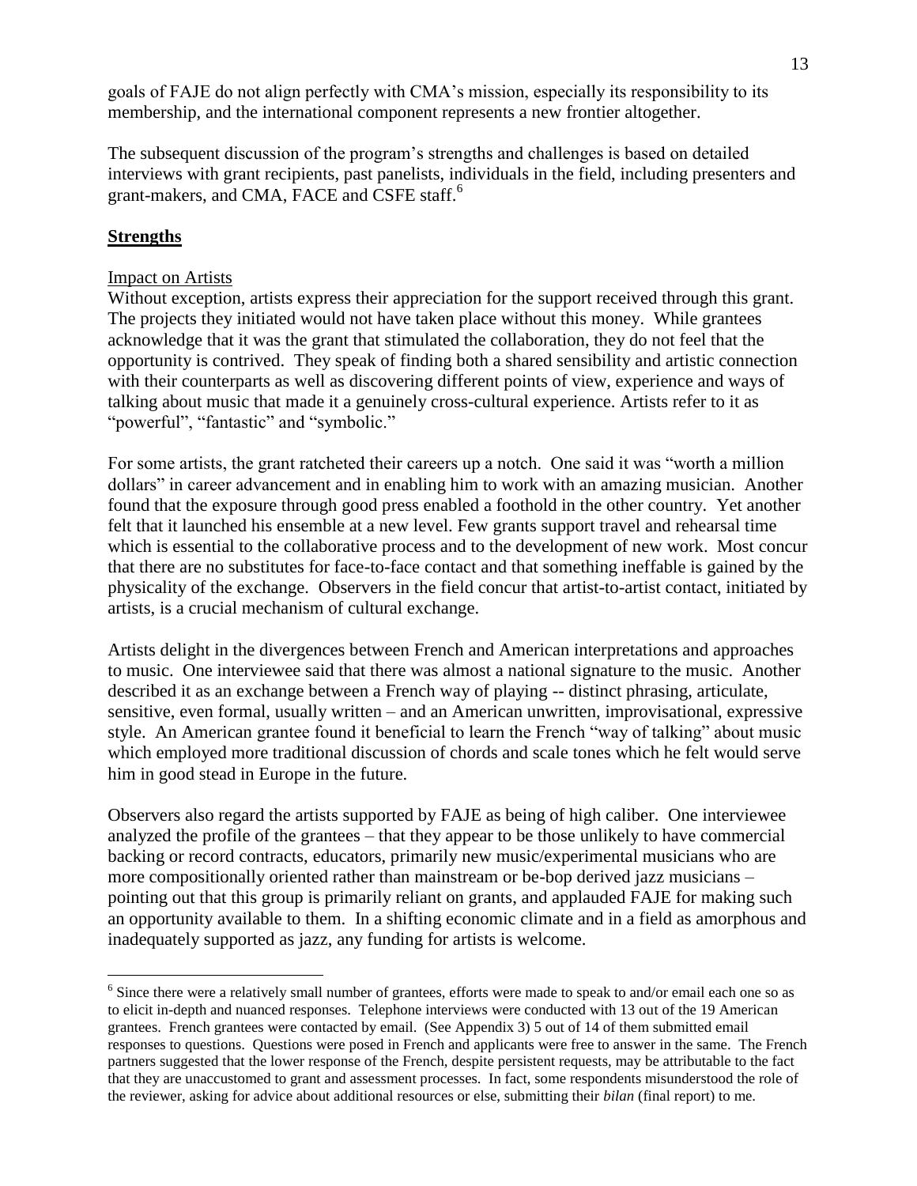goals of FAJE do not align perfectly with CMA's mission, especially its responsibility to its membership, and the international component represents a new frontier altogether.

The subsequent discussion of the program's strengths and challenges is based on detailed interviews with grant recipients, past panelists, individuals in the field, including presenters and grant-makers, and CMA, FACE and CSFE staff.[6]

## **Strengths**

### Impact on Artists

Without exception, artists express their appreciation for the support received through this grant. The projects they initiated would not have taken place without this money. While grantees acknowledge that it was the grant that stimulated the collaboration, they do not feel that the opportunity is contrived. They speak of finding both a shared sensibility and artistic connection with their counterparts as well as discovering different points of view, experience and ways of talking about music that made it a genuinely cross-cultural experience. Artists refer to it as "powerful", "fantastic" and "symbolic."

For some artists, the grant ratcheted their careers up a notch. One said it was "worth a million dollars" in career advancement and in enabling him to work with an amazing musician. Another found that the exposure through good press enabled a foothold in the other country. Yet another felt that it launched his ensemble at a new level. Few grants support travel and rehearsal time which is essential to the collaborative process and to the development of new work. Most concur that there are no substitutes for face-to-face contact and that something ineffable is gained by the physicality of the exchange. Observers in the field concur that artist-to-artist contact, initiated by artists, is a crucial mechanism of cultural exchange.

Artists delight in the divergences between French and American interpretations and approaches to music. One interviewee said that there was almost a national signature to the music. Another described it as an exchange between a French way of playing -- distinct phrasing, articulate, sensitive, even formal, usually written – and an American unwritten, improvisational, expressive style. An American grantee found it beneficial to learn the French "way of talking" about music which employed more traditional discussion of chords and scale tones which he felt would serve him in good stead in Europe in the future.

Observers also regard the artists supported by FAJE as being of high caliber. One interviewee analyzed the profile of the grantees – that they appear to be those unlikely to have commercial backing or record contracts, educators, primarily new music/experimental musicians who are more compositionally oriented rather than mainstream or be-bop derived jazz musicians – pointing out that this group is primarily reliant on grants, and applauded FAJE for making such an opportunity available to them. In a shifting economic climate and in a field as amorphous and inadequately supported as jazz, any funding for artists is welcome.

---

[6] Since there were a relatively small number of grantees, efforts were made to speak to and/or email each one so as to elicit in-depth and nuanced responses. Telephone interviews were conducted with 13 out of the 19 American grantees. French grantees were contacted by email. (See Appendix 3) 5 out of 14 of them submitted email responses to questions. Questions were posed in French and applicants were free to answer in the same. The French partners suggested that the lower response of the French, despite persistent requests, may be attributable to the fact that they are unaccustomed to grant and assessment processes. In fact, some respondents misunderstood the role of the reviewer, asking for advice about additional resources or else, submitting their *bilan* (final report) to me.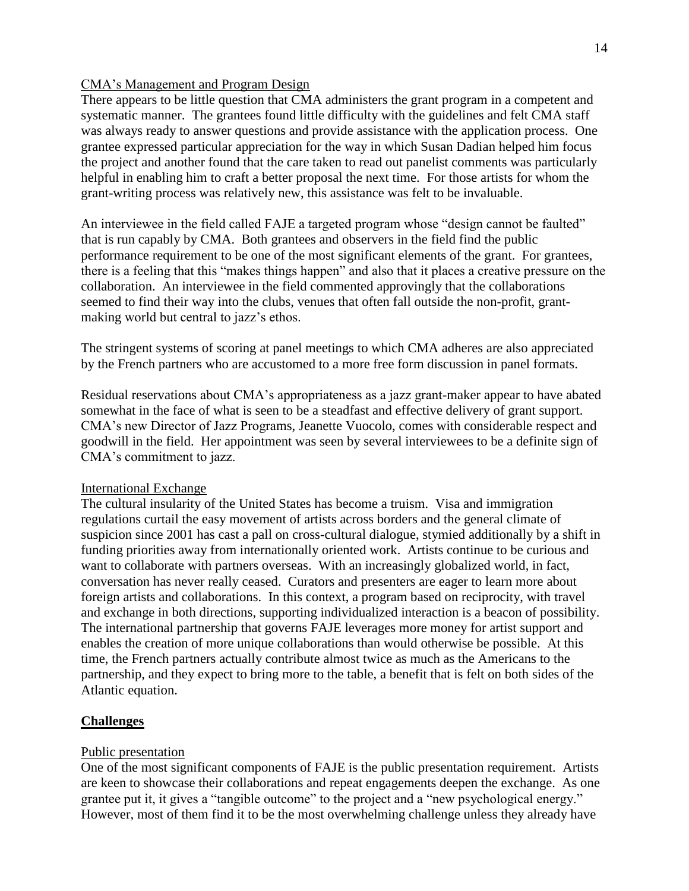CMA's Management and Program Design

There appears to be little question that CMA administers the grant program in a competent and systematic manner. The grantees found little difficulty with the guidelines and felt CMA staff was always ready to answer questions and provide assistance with the application process. One grantee expressed particular appreciation for the way in which Susan Dadian helped him focus the project and another found that the care taken to read out panelist comments was particularly helpful in enabling him to craft a better proposal the next time. For those artists for whom the grant-writing process was relatively new, this assistance was felt to be invaluable.

An interviewee in the field called FAJE a targeted program whose "design cannot be faulted" that is run capably by CMA. Both grantees and observers in the field find the public performance requirement to be one of the most significant elements of the grant. For grantees, there is a feeling that this "makes things happen" and also that it places a creative pressure on the collaboration. An interviewee in the field commented approvingly that the collaborations seemed to find their way into the clubs, venues that often fall outside the non-profit, grant-making world but central to jazz's ethos.

The stringent systems of scoring at panel meetings to which CMA adheres are also appreciated by the French partners who are accustomed to a more free form discussion in panel formats.

Residual reservations about CMA's appropriateness as a jazz grant-maker appear to have abated somewhat in the face of what is seen to be a steadfast and effective delivery of grant support. CMA's new Director of Jazz Programs, Jeanette Vuocolo, comes with considerable respect and goodwill in the field. Her appointment was seen by several interviewees to be a definite sign of CMA's commitment to jazz.

International Exchange

The cultural insularity of the United States has become a truism. Visa and immigration regulations curtail the easy movement of artists across borders and the general climate of suspicion since 2001 has cast a pall on cross-cultural dialogue, stymied additionally by a shift in funding priorities away from internationally oriented work. Artists continue to be curious and want to collaborate with partners overseas. With an increasingly globalized world, in fact, conversation has never really ceased. Curators and presenters are eager to learn more about foreign artists and collaborations. In this context, a program based on reciprocity, with travel and exchange in both directions, supporting individualized interaction is a beacon of possibility. The international partnership that governs FAJE leverages more money for artist support and enables the creation of more unique collaborations than would otherwise be possible. At this time, the French partners actually contribute almost twice as much as the Americans to the partnership, and they expect to bring more to the table, a benefit that is felt on both sides of the Atlantic equation.

## Challenges

Public presentation

One of the most significant components of FAJE is the public presentation requirement. Artists are keen to showcase their collaborations and repeat engagements deepen the exchange. As one grantee put it, it gives a "tangible outcome" to the project and a "new psychological energy." However, most of them find it to be the most overwhelming challenge unless they already have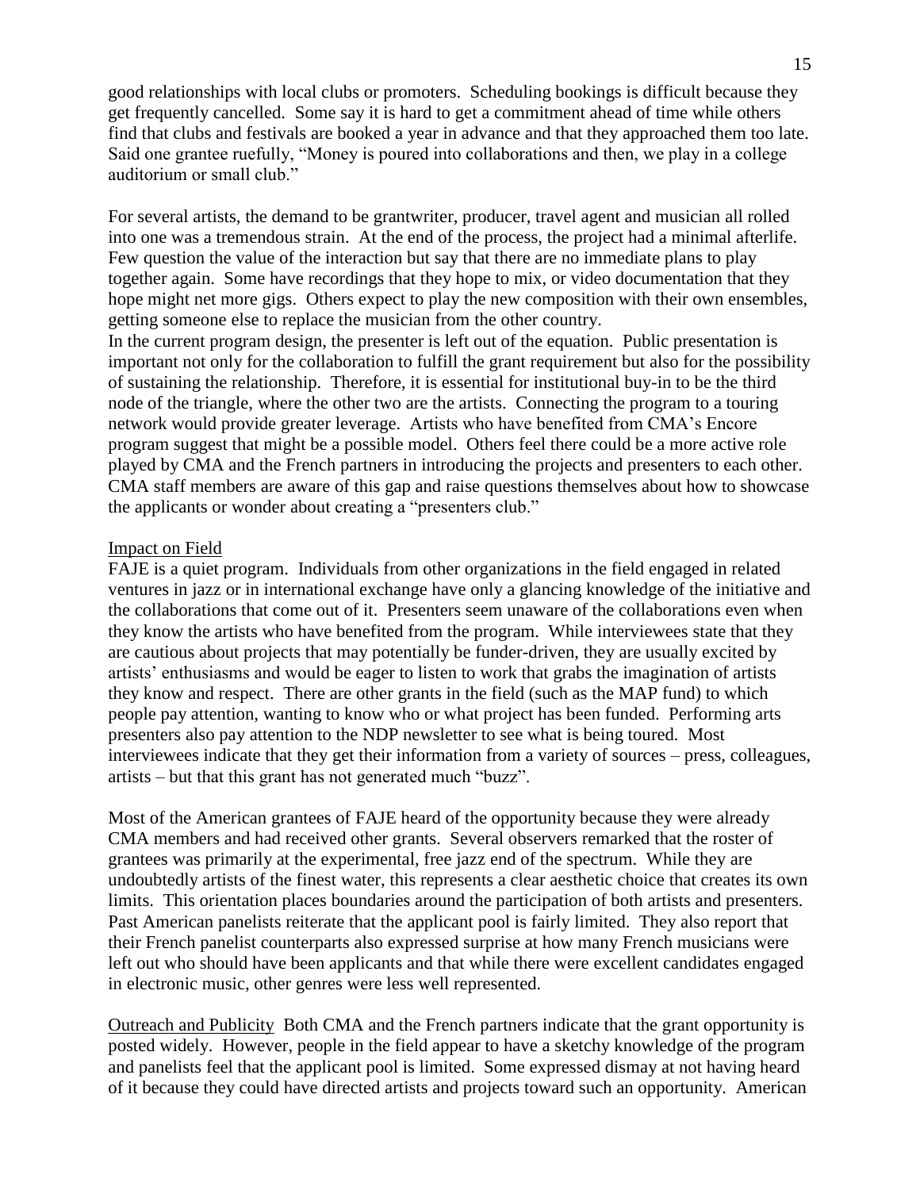good relationships with local clubs or promoters. Scheduling bookings is difficult because they get frequently cancelled. Some say it is hard to get a commitment ahead of time while others find that clubs and festivals are booked a year in advance and that they approached them too late. Said one grantee ruefully, "Money is poured into collaborations and then, we play in a college auditorium or small club."

For several artists, the demand to be grantwriter, producer, travel agent and musician all rolled into one was a tremendous strain. At the end of the process, the project had a minimal afterlife. Few question the value of the interaction but say that there are no immediate plans to play together again. Some have recordings that they hope to mix, or video documentation that they hope might net more gigs. Others expect to play the new composition with their own ensembles, getting someone else to replace the musician from the other country.

In the current program design, the presenter is left out of the equation. Public presentation is important not only for the collaboration to fulfill the grant requirement but also for the possibility of sustaining the relationship. Therefore, it is essential for institutional buy-in to be the third node of the triangle, where the other two are the artists. Connecting the program to a touring network would provide greater leverage. Artists who have benefited from CMA's Encore program suggest that might be a possible model. Others feel there could be a more active role played by CMA and the French partners in introducing the projects and presenters to each other. CMA staff members are aware of this gap and raise questions themselves about how to showcase the applicants or wonder about creating a "presenters club."

<u>Impact on Field</u>

FAJE is a quiet program. Individuals from other organizations in the field engaged in related ventures in jazz or in international exchange have only a glancing knowledge of the initiative and the collaborations that come out of it. Presenters seem unaware of the collaborations even when they know the artists who have benefited from the program. While interviewees state that they are cautious about projects that may potentially be funder-driven, they are usually excited by artists' enthusiasms and would be eager to listen to work that grabs the imagination of artists they know and respect. There are other grants in the field (such as the MAP fund) to which people pay attention, wanting to know who or what project has been funded. Performing arts presenters also pay attention to the NDP newsletter to see what is being toured. Most interviewees indicate that they get their information from a variety of sources – press, colleagues, artists – but that this grant has not generated much "buzz".

Most of the American grantees of FAJE heard of the opportunity because they were already CMA members and had received other grants. Several observers remarked that the roster of grantees was primarily at the experimental, free jazz end of the spectrum. While they are undoubtedly artists of the finest water, this represents a clear aesthetic choice that creates its own limits. This orientation places boundaries around the participation of both artists and presenters. Past American panelists reiterate that the applicant pool is fairly limited. They also report that their French panelist counterparts also expressed surprise at how many French musicians were left out who should have been applicants and that while there were excellent candidates engaged in electronic music, other genres were less well represented.

<u>Outreach and Publicity</u> Both CMA and the French partners indicate that the grant opportunity is posted widely. However, people in the field appear to have a sketchy knowledge of the program and panelists feel that the applicant pool is limited. Some expressed dismay at not having heard of it because they could have directed artists and projects toward such an opportunity. American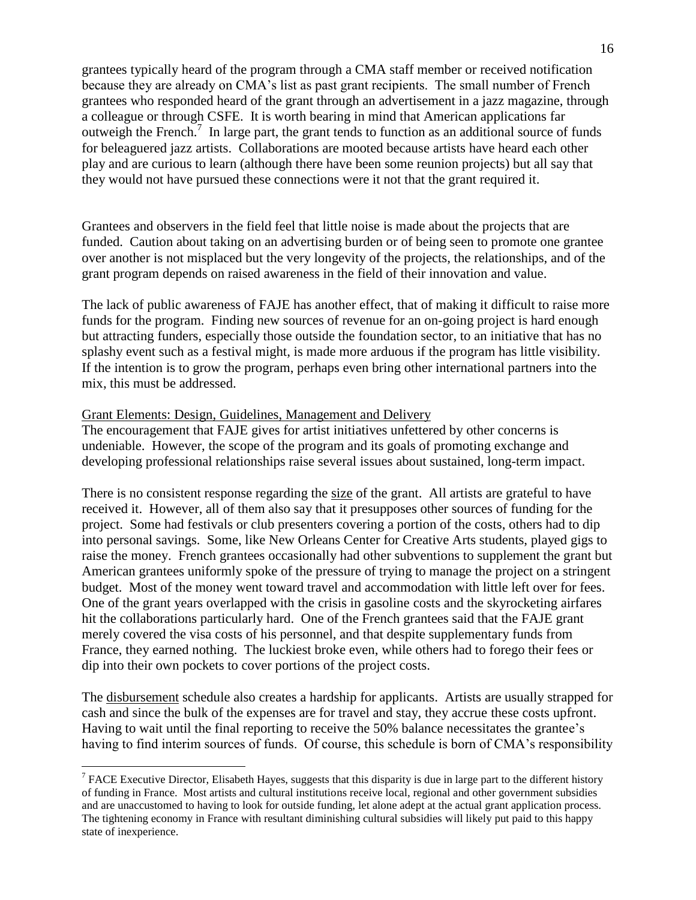grantees typically heard of the program through a CMA staff member or received notification because they are already on CMA's list as past grant recipients. The small number of French grantees who responded heard of the grant through an advertisement in a jazz magazine, through a colleague or through CSFE. It is worth bearing in mind that American applications far outweigh the French.[7] In large part, the grant tends to function as an additional source of funds for beleaguered jazz artists. Collaborations are mooted because artists have heard each other play and are curious to learn (although there have been some reunion projects) but all say that they would not have pursued these connections were it not that the grant required it.

Grantees and observers in the field feel that little noise is made about the projects that are funded. Caution about taking on an advertising burden or of being seen to promote one grantee over another is not misplaced but the very longevity of the projects, the relationships, and of the grant program depends on raised awareness in the field of their innovation and value.

The lack of public awareness of FAJE has another effect, that of making it difficult to raise more funds for the program. Finding new sources of revenue for an on-going project is hard enough but attracting funders, especially those outside the foundation sector, to an initiative that has no splashy event such as a festival might, is made more arduous if the program has little visibility. If the intention is to grow the program, perhaps even bring other international partners into the mix, this must be addressed.

<u>Grant Elements: Design, Guidelines, Management and Delivery</u>

The encouragement that FAJE gives for artist initiatives unfettered by other concerns is undeniable. However, the scope of the program and its goals of promoting exchange and developing professional relationships raise several issues about sustained, long-term impact.

There is no consistent response regarding the <u>size</u> of the grant. All artists are grateful to have received it. However, all of them also say that it presupposes other sources of funding for the project. Some had festivals or club presenters covering a portion of the costs, others had to dip into personal savings. Some, like New Orleans Center for Creative Arts students, played gigs to raise the money. French grantees occasionally had other subventions to supplement the grant but American grantees uniformly spoke of the pressure of trying to manage the project on a stringent budget. Most of the money went toward travel and accommodation with little left over for fees. One of the grant years overlapped with the crisis in gasoline costs and the skyrocketing airfares hit the collaborations particularly hard. One of the French grantees said that the FAJE grant merely covered the visa costs of his personnel, and that despite supplementary funds from France, they earned nothing. The luckiest broke even, while others had to forego their fees or dip into their own pockets to cover portions of the project costs.

The <u>disbursement</u> schedule also creates a hardship for applicants. Artists are usually strapped for cash and since the bulk of the expenses are for travel and stay, they accrue these costs upfront. Having to wait until the final reporting to receive the 50% balance necessitates the grantee's having to find interim sources of funds. Of course, this schedule is born of CMA's responsibility

[7] FACE Executive Director, Elisabeth Hayes, suggests that this disparity is due in large part to the different history of funding in France. Most artists and cultural institutions receive local, regional and other government subsidies and are unaccustomed to having to look for outside funding, let alone adept at the actual grant application process. The tightening economy in France with resultant diminishing cultural subsidies will likely put paid to this happy state of inexperience.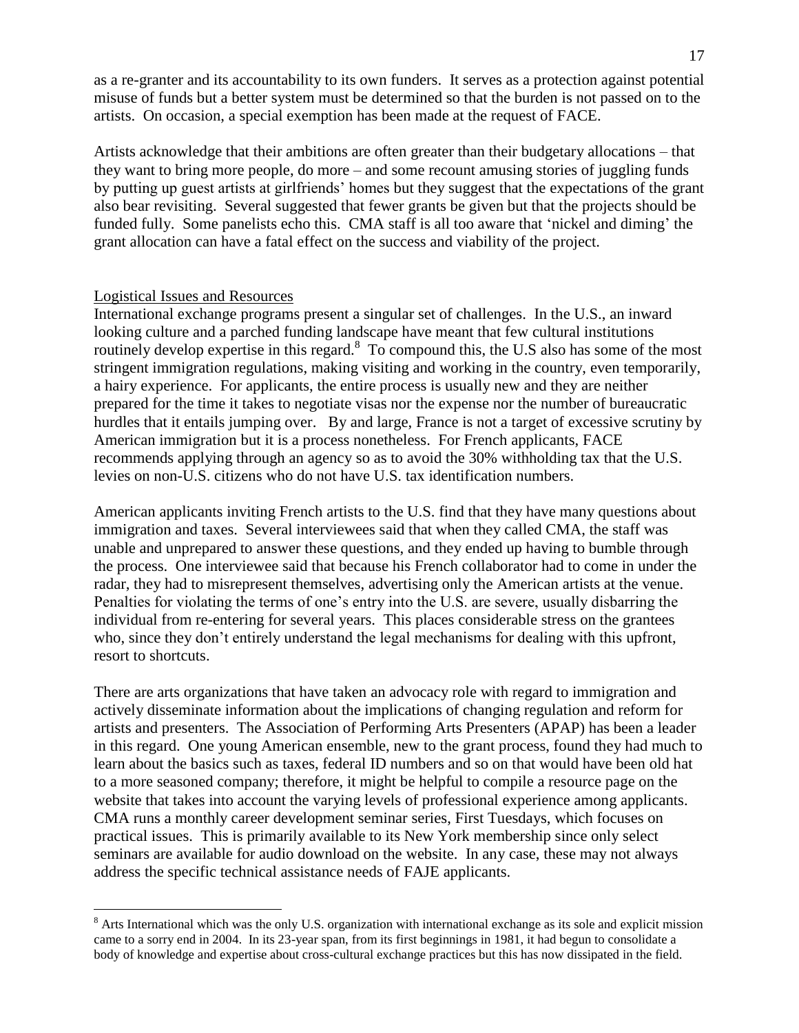as a re-granter and its accountability to its own funders. It serves as a protection against potential misuse of funds but a better system must be determined so that the burden is not passed on to the artists. On occasion, a special exemption has been made at the request of FACE.

Artists acknowledge that their ambitions are often greater than their budgetary allocations – that they want to bring more people, do more – and some recount amusing stories of juggling funds by putting up guest artists at girlfriends' homes but they suggest that the expectations of the grant also bear revisiting. Several suggested that fewer grants be given but that the projects should be funded fully. Some panelists echo this. CMA staff is all too aware that 'nickel and diming' the grant allocation can have a fatal effect on the success and viability of the project.

Logistical Issues and Resources

International exchange programs present a singular set of challenges. In the U.S., an inward looking culture and a parched funding landscape have meant that few cultural institutions routinely develop expertise in this regard.[8] To compound this, the U.S also has some of the most stringent immigration regulations, making visiting and working in the country, even temporarily, a hairy experience. For applicants, the entire process is usually new and they are neither prepared for the time it takes to negotiate visas nor the expense nor the number of bureaucratic hurdles that it entails jumping over. By and large, France is not a target of excessive scrutiny by American immigration but it is a process nonetheless. For French applicants, FACE recommends applying through an agency so as to avoid the 30% withholding tax that the U.S. levies on non-U.S. citizens who do not have U.S. tax identification numbers.

American applicants inviting French artists to the U.S. find that they have many questions about immigration and taxes. Several interviewees said that when they called CMA, the staff was unable and unprepared to answer these questions, and they ended up having to bumble through the process. One interviewee said that because his French collaborator had to come in under the radar, they had to misrepresent themselves, advertising only the American artists at the venue. Penalties for violating the terms of one's entry into the U.S. are severe, usually disbarring the individual from re-entering for several years. This places considerable stress on the grantees who, since they don't entirely understand the legal mechanisms for dealing with this upfront, resort to shortcuts.

There are arts organizations that have taken an advocacy role with regard to immigration and actively disseminate information about the implications of changing regulation and reform for artists and presenters. The Association of Performing Arts Presenters (APAP) has been a leader in this regard. One young American ensemble, new to the grant process, found they had much to learn about the basics such as taxes, federal ID numbers and so on that would have been old hat to a more seasoned company; therefore, it might be helpful to compile a resource page on the website that takes into account the varying levels of professional experience among applicants. CMA runs a monthly career development seminar series, First Tuesdays, which focuses on practical issues. This is primarily available to its New York membership since only select seminars are available for audio download on the website. In any case, these may not always address the specific technical assistance needs of FAJE applicants.

---

[8] Arts International which was the only U.S. organization with international exchange as its sole and explicit mission came to a sorry end in 2004. In its 23-year span, from its first beginnings in 1981, it had begun to consolidate a body of knowledge and expertise about cross-cultural exchange practices but this has now dissipated in the field.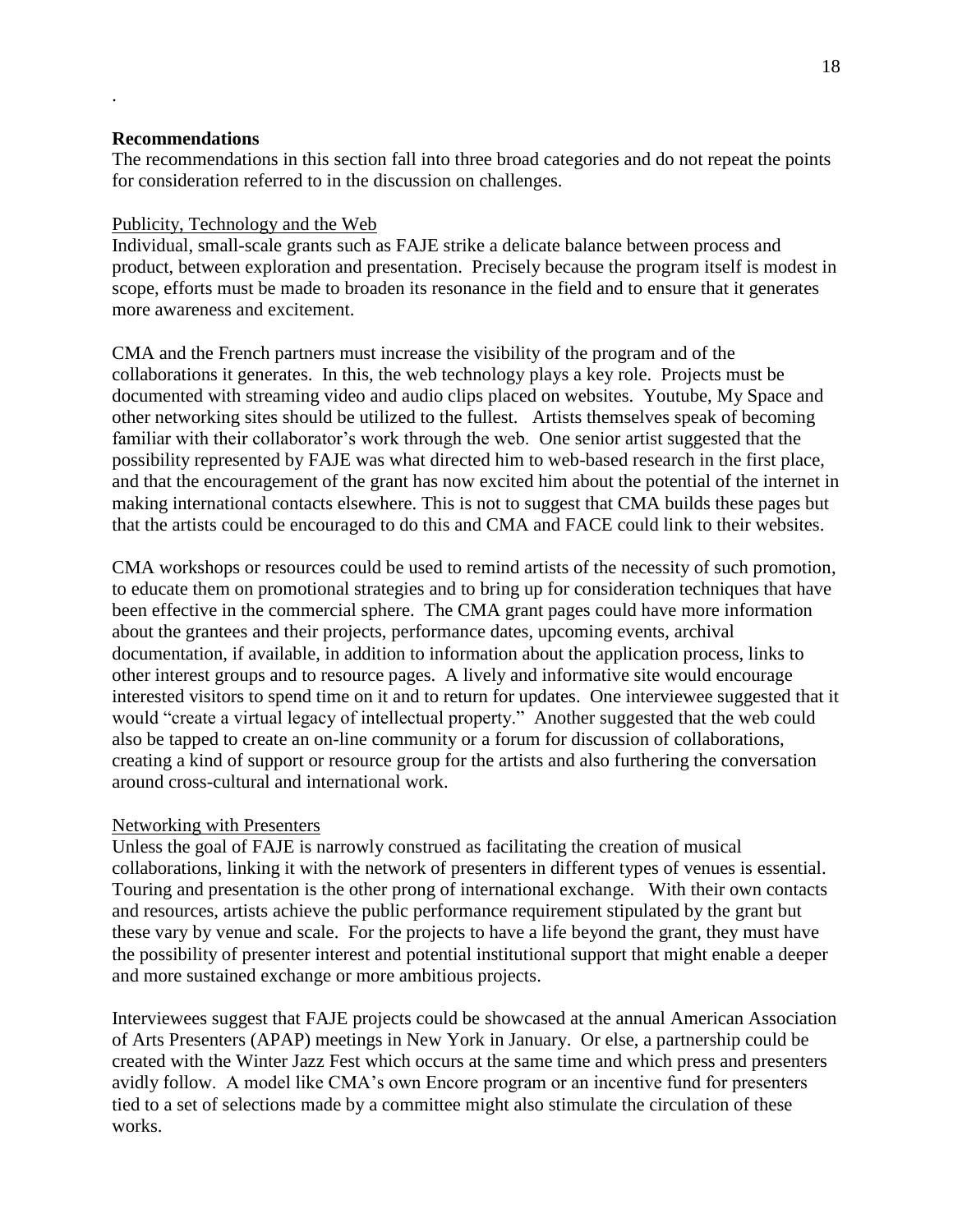.

**Recommendations**

The recommendations in this section fall into three broad categories and do not repeat the points for consideration referred to in the discussion on challenges.

Publicity, Technology and the Web

Individual, small-scale grants such as FAJE strike a delicate balance between process and product, between exploration and presentation. Precisely because the program itself is modest in scope, efforts must be made to broaden its resonance in the field and to ensure that it generates more awareness and excitement.

CMA and the French partners must increase the visibility of the program and of the collaborations it generates. In this, the web technology plays a key role. Projects must be documented with streaming video and audio clips placed on websites. Youtube, My Space and other networking sites should be utilized to the fullest. Artists themselves speak of becoming familiar with their collaborator's work through the web. One senior artist suggested that the possibility represented by FAJE was what directed him to web-based research in the first place, and that the encouragement of the grant has now excited him about the potential of the internet in making international contacts elsewhere. This is not to suggest that CMA builds these pages but that the artists could be encouraged to do this and CMA and FACE could link to their websites.

CMA workshops or resources could be used to remind artists of the necessity of such promotion, to educate them on promotional strategies and to bring up for consideration techniques that have been effective in the commercial sphere. The CMA grant pages could have more information about the grantees and their projects, performance dates, upcoming events, archival documentation, if available, in addition to information about the application process, links to other interest groups and to resource pages. A lively and informative site would encourage interested visitors to spend time on it and to return for updates. One interviewee suggested that it would "create a virtual legacy of intellectual property." Another suggested that the web could also be tapped to create an on-line community or a forum for discussion of collaborations, creating a kind of support or resource group for the artists and also furthering the conversation around cross-cultural and international work.

Networking with Presenters

Unless the goal of FAJE is narrowly construed as facilitating the creation of musical collaborations, linking it with the network of presenters in different types of venues is essential. Touring and presentation is the other prong of international exchange. With their own contacts and resources, artists achieve the public performance requirement stipulated by the grant but these vary by venue and scale. For the projects to have a life beyond the grant, they must have the possibility of presenter interest and potential institutional support that might enable a deeper and more sustained exchange or more ambitious projects.

Interviewees suggest that FAJE projects could be showcased at the annual American Association of Arts Presenters (APAP) meetings in New York in January. Or else, a partnership could be created with the Winter Jazz Fest which occurs at the same time and which press and presenters avidly follow. A model like CMA's own Encore program or an incentive fund for presenters tied to a set of selections made by a committee might also stimulate the circulation of these works.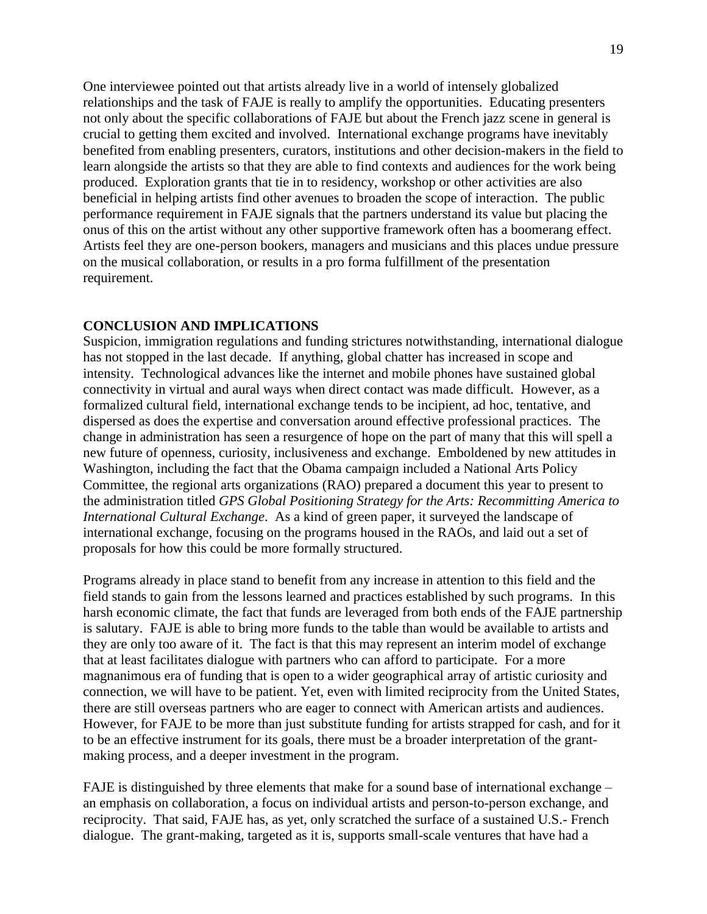One interviewee pointed out that artists already live in a world of intensely globalized relationships and the task of FAJE is really to amplify the opportunities. Educating presenters not only about the specific collaborations of FAJE but about the French jazz scene in general is crucial to getting them excited and involved. International exchange programs have inevitably benefited from enabling presenters, curators, institutions and other decision-makers in the field to learn alongside the artists so that they are able to find contexts and audiences for the work being produced. Exploration grants that tie in to residency, workshop or other activities are also beneficial in helping artists find other avenues to broaden the scope of interaction. The public performance requirement in FAJE signals that the partners understand its value but placing the onus of this on the artist without any other supportive framework often has a boomerang effect. Artists feel they are one-person bookers, managers and musicians and this places undue pressure on the musical collaboration, or results in a pro forma fulfillment of the presentation requirement.

## CONCLUSION AND IMPLICATIONS

Suspicion, immigration regulations and funding strictures notwithstanding, international dialogue has not stopped in the last decade. If anything, global chatter has increased in scope and intensity. Technological advances like the internet and mobile phones have sustained global connectivity in virtual and aural ways when direct contact was made difficult. However, as a formalized cultural field, international exchange tends to be incipient, ad hoc, tentative, and dispersed as does the expertise and conversation around effective professional practices. The change in administration has seen a resurgence of hope on the part of many that this will spell a new future of openness, curiosity, inclusiveness and exchange. Emboldened by new attitudes in Washington, including the fact that the Obama campaign included a National Arts Policy Committee, the regional arts organizations (RAO) prepared a document this year to present to the administration titled *GPS Global Positioning Strategy for the Arts: Recommitting America to International Cultural Exchange*. As a kind of green paper, it surveyed the landscape of international exchange, focusing on the programs housed in the RAOs, and laid out a set of proposals for how this could be more formally structured.

Programs already in place stand to benefit from any increase in attention to this field and the field stands to gain from the lessons learned and practices established by such programs. In this harsh economic climate, the fact that funds are leveraged from both ends of the FAJE partnership is salutary. FAJE is able to bring more funds to the table than would be available to artists and they are only too aware of it. The fact is that this may represent an interim model of exchange that at least facilitates dialogue with partners who can afford to participate. For a more magnanimous era of funding that is open to a wider geographical array of artistic curiosity and connection, we will have to be patient. Yet, even with limited reciprocity from the United States, there are still overseas partners who are eager to connect with American artists and audiences. However, for FAJE to be more than just substitute funding for artists strapped for cash, and for it to be an effective instrument for its goals, there must be a broader interpretation of the grant-making process, and a deeper investment in the program.

FAJE is distinguished by three elements that make for a sound base of international exchange – an emphasis on collaboration, a focus on individual artists and person-to-person exchange, and reciprocity. That said, FAJE has, as yet, only scratched the surface of a sustained U.S.- French dialogue. The grant-making, targeted as it is, supports small-scale ventures that have had a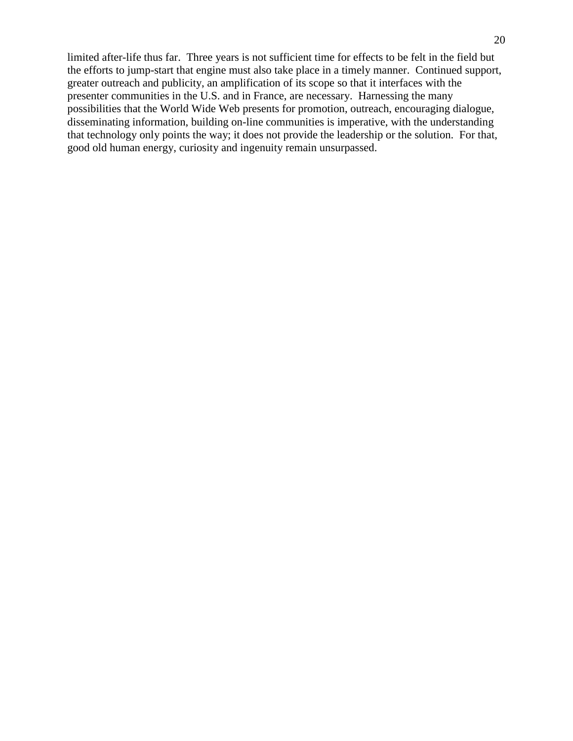limited after-life thus far. Three years is not sufficient time for effects to be felt in the field but the efforts to jump-start that engine must also take place in a timely manner. Continued support, greater outreach and publicity, an amplification of its scope so that it interfaces with the presenter communities in the U.S. and in France, are necessary. Harnessing the many possibilities that the World Wide Web presents for promotion, outreach, encouraging dialogue, disseminating information, building on-line communities is imperative, with the understanding that technology only points the way; it does not provide the leadership or the solution. For that, good old human energy, curiosity and ingenuity remain unsurpassed.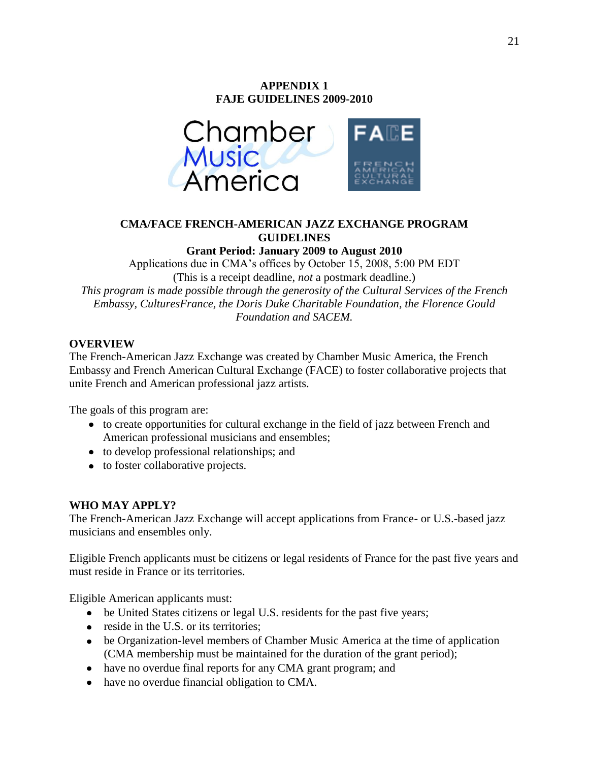**APPENDIX 1**
**FAJE GUIDELINES 2009-2010**

**CMA/FACE FRENCH-AMERICAN JAZZ EXCHANGE PROGRAM GUIDELINES**

**Grant Period: January 2009 to August 2010**

Applications due in CMA's offices by October 15, 2008, 5:00 PM EDT
(This is a receipt deadline, *not* a postmark deadline.)

*This program is made possible through the generosity of the Cultural Services of the French Embassy, CulturesFrance, the Doris Duke Charitable Foundation, the Florence Gould Foundation and SACEM.*

## OVERVIEW

The French-American Jazz Exchange was created by Chamber Music America, the French Embassy and French American Cultural Exchange (FACE) to foster collaborative projects that unite French and American professional jazz artists.

The goals of this program are:

- to create opportunities for cultural exchange in the field of jazz between French and American professional musicians and ensembles;
- to develop professional relationships; and
- to foster collaborative projects.

## WHO MAY APPLY?

The French-American Jazz Exchange will accept applications from France- or U.S.-based jazz musicians and ensembles only.

Eligible French applicants must be citizens or legal residents of France for the past five years and must reside in France or its territories.

Eligible American applicants must:

- be United States citizens or legal U.S. residents for the past five years;
- reside in the U.S. or its territories;
- be Organization-level members of Chamber Music America at the time of application (CMA membership must be maintained for the duration of the grant period);
- have no overdue final reports for any CMA grant program; and
- have no overdue financial obligation to CMA.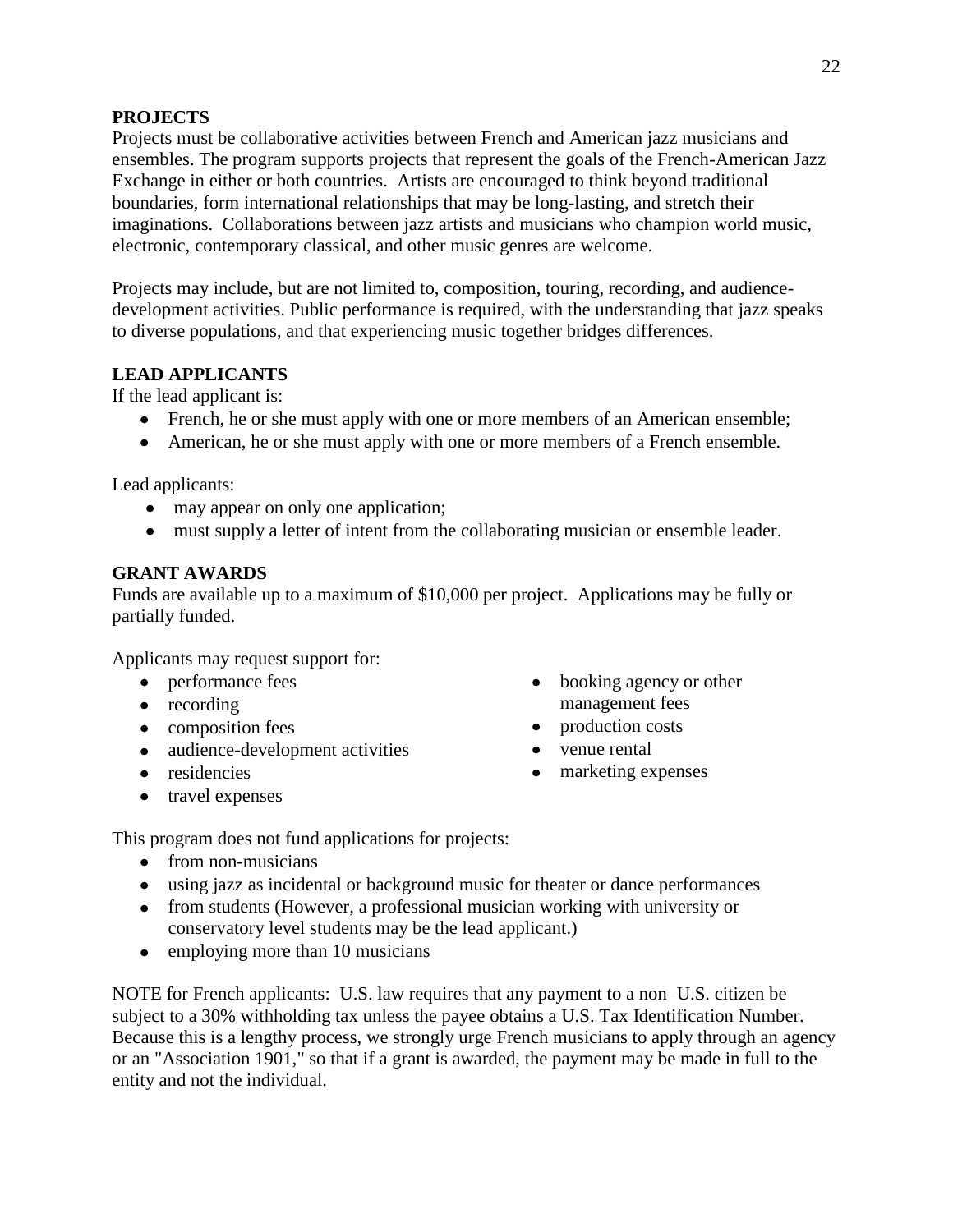## PROJECTS

Projects must be collaborative activities between French and American jazz musicians and ensembles. The program supports projects that represent the goals of the French-American Jazz Exchange in either or both countries. Artists are encouraged to think beyond traditional boundaries, form international relationships that may be long-lasting, and stretch their imaginations. Collaborations between jazz artists and musicians who champion world music, electronic, contemporary classical, and other music genres are welcome.

Projects may include, but are not limited to, composition, touring, recording, and audience-development activities. Public performance is required, with the understanding that jazz speaks to diverse populations, and that experiencing music together bridges differences.

## LEAD APPLICANTS

If the lead applicant is:

- French, he or she must apply with one or more members of an American ensemble;
- American, he or she must apply with one or more members of a French ensemble.

Lead applicants:

- may appear on only one application;
- must supply a letter of intent from the collaborating musician or ensemble leader.

## GRANT AWARDS

Funds are available up to a maximum of $10,000 per project. Applications may be fully or partially funded.

Applicants may request support for:

- performance fees
- recording
- composition fees
- audience-development activities
- residencies
- travel expenses
- booking agency or other management fees
- production costs
- venue rental
- marketing expenses

This program does not fund applications for projects:

- from non-musicians
- using jazz as incidental or background music for theater or dance performances
- from students (However, a professional musician working with university or conservatory level students may be the lead applicant.)
- employing more than 10 musicians

NOTE for French applicants: U.S. law requires that any payment to a non–U.S. citizen be subject to a 30% withholding tax unless the payee obtains a U.S. Tax Identification Number. Because this is a lengthy process, we strongly urge French musicians to apply through an agency or an "Association 1901," so that if a grant is awarded, the payment may be made in full to the entity and not the individual.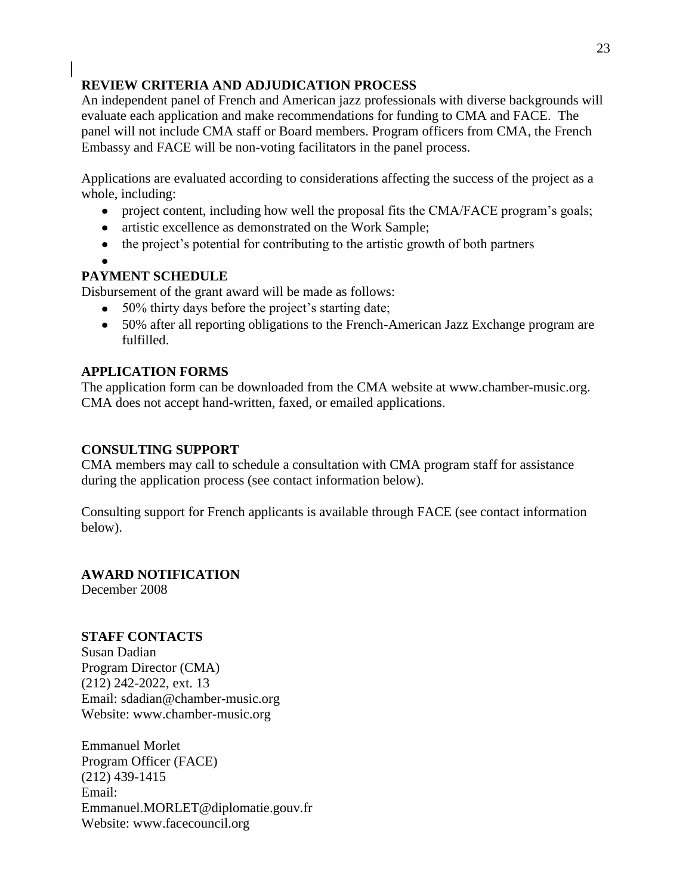## REVIEW CRITERIA AND ADJUDICATION PROCESS

An independent panel of French and American jazz professionals with diverse backgrounds will evaluate each application and make recommendations for funding to CMA and FACE. The panel will not include CMA staff or Board members. Program officers from CMA, the French Embassy and FACE will be non-voting facilitators in the panel process.

Applications are evaluated according to considerations affecting the success of the project as a whole, including:

- project content, including how well the proposal fits the CMA/FACE program's goals;
- artistic excellence as demonstrated on the Work Sample;
- the project's potential for contributing to the artistic growth of both partners

## PAYMENT SCHEDULE

Disbursement of the grant award will be made as follows:

- 50% thirty days before the project's starting date;
- 50% after all reporting obligations to the French-American Jazz Exchange program are fulfilled.

## APPLICATION FORMS

The application form can be downloaded from the CMA website at www.chamber-music.org. CMA does not accept hand-written, faxed, or emailed applications.

## CONSULTING SUPPORT

CMA members may call to schedule a consultation with CMA program staff for assistance during the application process (see contact information below).

Consulting support for French applicants is available through FACE (see contact information below).

## AWARD NOTIFICATION

December 2008

## STAFF CONTACTS

Susan Dadian
Program Director (CMA)
(212) 242-2022, ext. 13
Email: sdadian@chamber-music.org
Website: www.chamber-music.org

Emmanuel Morlet
Program Officer (FACE)
(212) 439-1415
Email:
Emmanuel.MORLET@diplomatie.gouv.fr
Website: www.facecouncil.org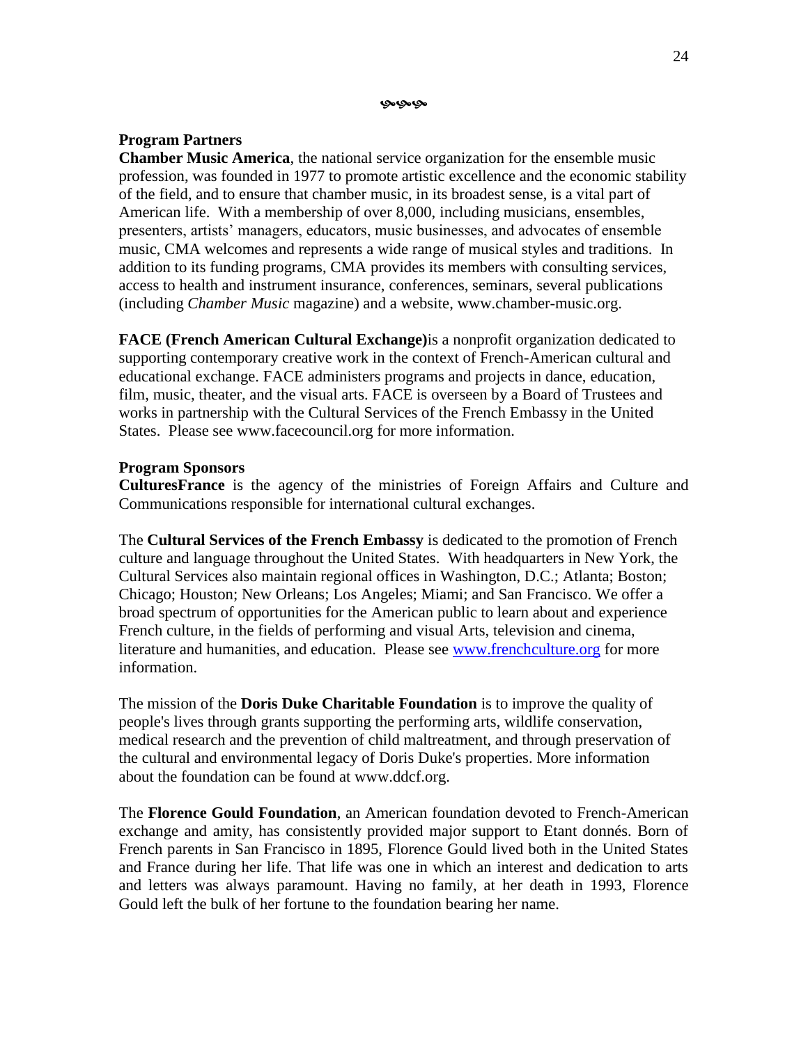ড়ড়ড়

**Program Partners**

**Chamber Music America**, the national service organization for the ensemble music profession, was founded in 1977 to promote artistic excellence and the economic stability of the field, and to ensure that chamber music, in its broadest sense, is a vital part of American life. With a membership of over 8,000, including musicians, ensembles, presenters, artists' managers, educators, music businesses, and advocates of ensemble music, CMA welcomes and represents a wide range of musical styles and traditions. In addition to its funding programs, CMA provides its members with consulting services, access to health and instrument insurance, conferences, seminars, several publications (including *Chamber Music* magazine) and a website, www.chamber-music.org.

**FACE (French American Cultural Exchange)**is a nonprofit organization dedicated to supporting contemporary creative work in the context of French-American cultural and educational exchange. FACE administers programs and projects in dance, education, film, music, theater, and the visual arts. FACE is overseen by a Board of Trustees and works in partnership with the Cultural Services of the French Embassy in the United States. Please see www.facecouncil.org for more information.

**Program Sponsors**

**CulturesFrance** is the agency of the ministries of Foreign Affairs and Culture and Communications responsible for international cultural exchanges.

The **Cultural Services of the French Embassy** is dedicated to the promotion of French culture and language throughout the United States. With headquarters in New York, the Cultural Services also maintain regional offices in Washington, D.C.; Atlanta; Boston; Chicago; Houston; New Orleans; Los Angeles; Miami; and San Francisco. We offer a broad spectrum of opportunities for the American public to learn about and experience French culture, in the fields of performing and visual Arts, television and cinema, literature and humanities, and education. Please see [www.frenchculture.org](www.frenchculture.org) for more information.

The mission of the **Doris Duke Charitable Foundation** is to improve the quality of people's lives through grants supporting the performing arts, wildlife conservation, medical research and the prevention of child maltreatment, and through preservation of the cultural and environmental legacy of Doris Duke's properties. More information about the foundation can be found at www.ddcf.org.

The **Florence Gould Foundation**, an American foundation devoted to French-American exchange and amity, has consistently provided major support to Etant donnés. Born of French parents in San Francisco in 1895, Florence Gould lived both in the United States and France during her life. That life was one in which an interest and dedication to arts and letters was always paramount. Having no family, at her death in 1993, Florence Gould left the bulk of her fortune to the foundation bearing her name.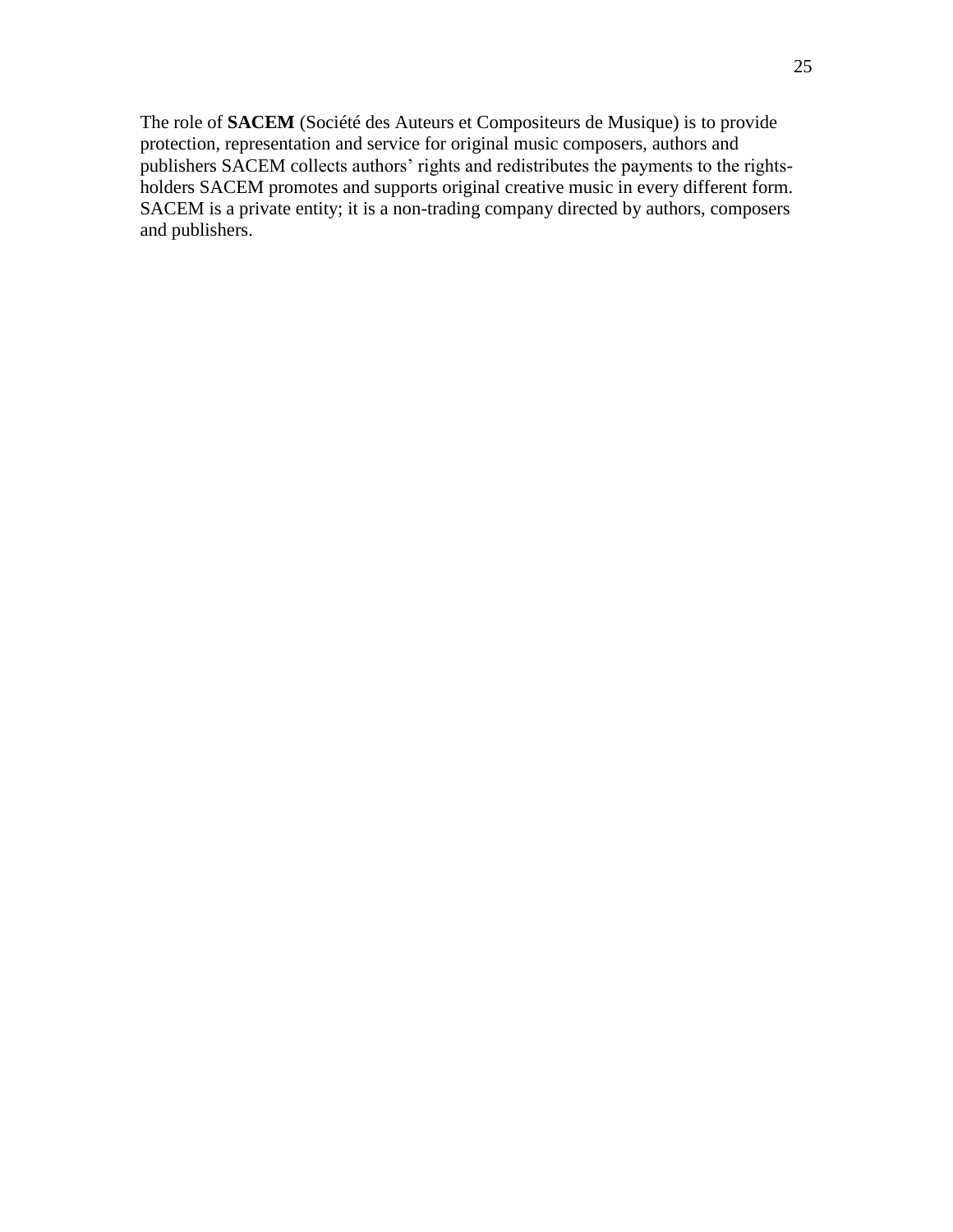The role of **SACEM** (Société des Auteurs et Compositeurs de Musique) is to provide protection, representation and service for original music composers, authors and publishers SACEM collects authors' rights and redistributes the payments to the rights-holders SACEM promotes and supports original creative music in every different form. SACEM is a private entity; it is a non-trading company directed by authors, composers and publishers.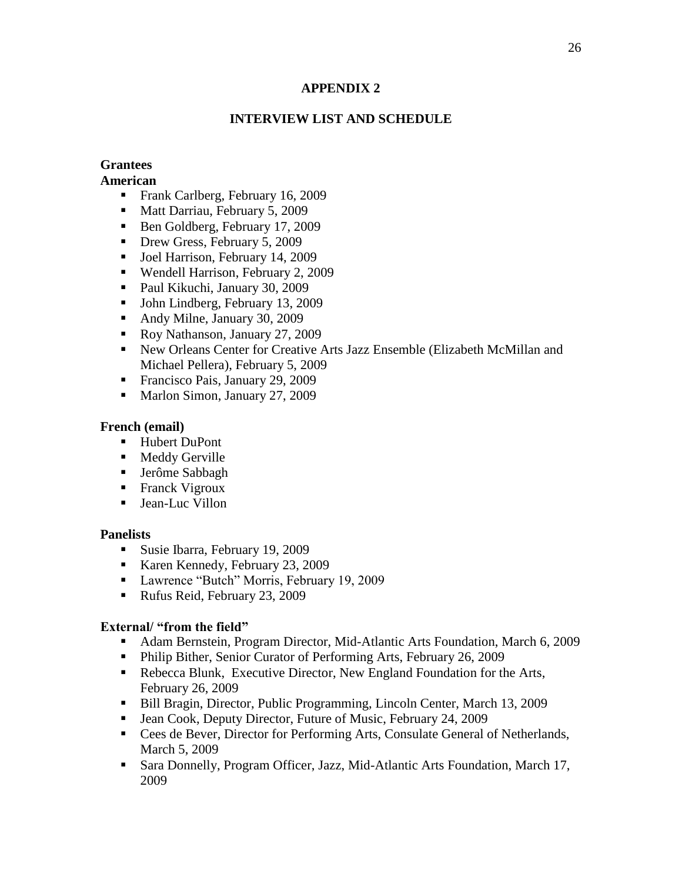# APPENDIX 2

## INTERVIEW LIST AND SCHEDULE

**Grantees**

**American**

- Frank Carlberg, February 16, 2009
- Matt Darriau, February 5, 2009
- Ben Goldberg, February 17, 2009
- Drew Gress, February 5, 2009
- Joel Harrison, February 14, 2009
- Wendell Harrison, February 2, 2009
- Paul Kikuchi, January 30, 2009
- John Lindberg, February 13, 2009
- Andy Milne, January 30, 2009
- Roy Nathanson, January 27, 2009
- New Orleans Center for Creative Arts Jazz Ensemble (Elizabeth McMillan and Michael Pellera), February 5, 2009
- Francisco Pais, January 29, 2009
- Marlon Simon, January 27, 2009

**French (email)**

- Hubert DuPont
- Meddy Gerville
- Jerôme Sabbagh
- Franck Vigroux
- Jean-Luc Villon

**Panelists**

- Susie Ibarra, February 19, 2009
- Karen Kennedy, February 23, 2009
- Lawrence "Butch" Morris, February 19, 2009
- Rufus Reid, February 23, 2009

**External/ "from the field"**

- Adam Bernstein, Program Director, Mid-Atlantic Arts Foundation, March 6, 2009
- Philip Bither, Senior Curator of Performing Arts, February 26, 2009
- Rebecca Blunk, Executive Director, New England Foundation for the Arts, February 26, 2009
- Bill Bragin, Director, Public Programming, Lincoln Center, March 13, 2009
- Jean Cook, Deputy Director, Future of Music, February 24, 2009
- Cees de Bever, Director for Performing Arts, Consulate General of Netherlands, March 5, 2009
- Sara Donnelly, Program Officer, Jazz, Mid-Atlantic Arts Foundation, March 17, 2009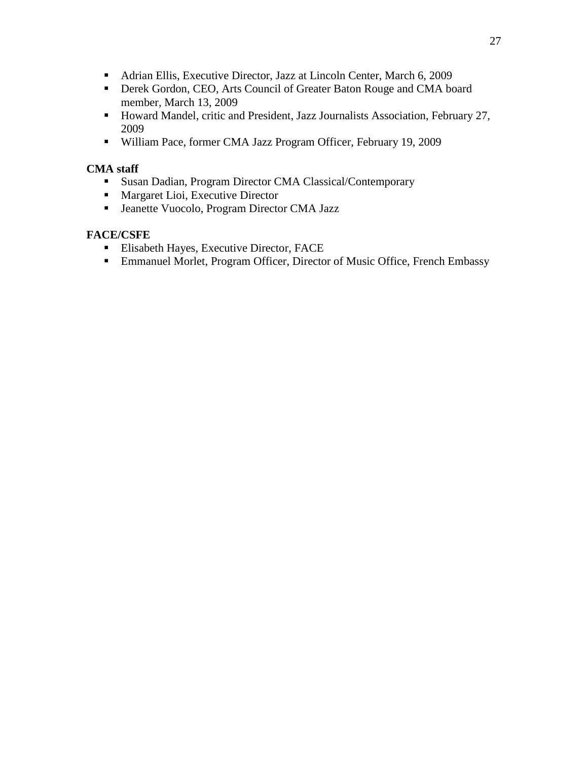- Adrian Ellis, Executive Director, Jazz at Lincoln Center, March 6, 2009
- Derek Gordon, CEO, Arts Council of Greater Baton Rouge and CMA board member, March 13, 2009
- Howard Mandel, critic and President, Jazz Journalists Association, February 27, 2009
- William Pace, former CMA Jazz Program Officer, February 19, 2009

**CMA staff**

- Susan Dadian, Program Director CMA Classical/Contemporary
- Margaret Lioi, Executive Director
- Jeanette Vuocolo, Program Director CMA Jazz

**FACE/CSFE**

- Elisabeth Hayes, Executive Director, FACE
- Emmanuel Morlet, Program Officer, Director of Music Office, French Embassy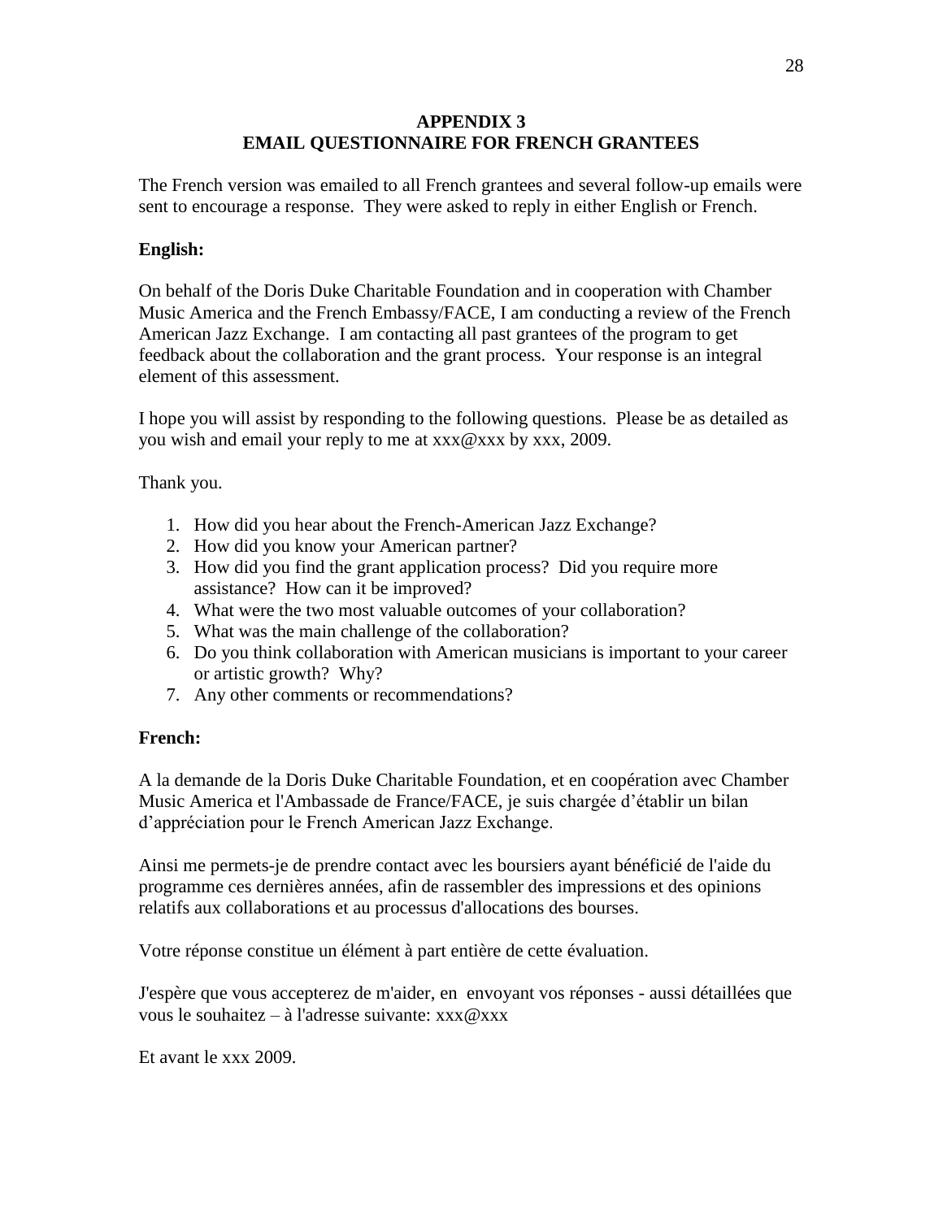# APPENDIX 3
## EMAIL QUESTIONNAIRE FOR FRENCH GRANTEES

The French version was emailed to all French grantees and several follow-up emails were sent to encourage a response. They were asked to reply in either English or French.

**English:**

On behalf of the Doris Duke Charitable Foundation and in cooperation with Chamber Music America and the French Embassy/FACE, I am conducting a review of the French American Jazz Exchange. I am contacting all past grantees of the program to get feedback about the collaboration and the grant process. Your response is an integral element of this assessment.

I hope you will assist by responding to the following questions. Please be as detailed as you wish and email your reply to me at xxx@xxx by xxx, 2009.

Thank you.

1. How did you hear about the French-American Jazz Exchange?
2. How did you know your American partner?
3. How did you find the grant application process? Did you require more assistance? How can it be improved?
4. What were the two most valuable outcomes of your collaboration?
5. What was the main challenge of the collaboration?
6. Do you think collaboration with American musicians is important to your career or artistic growth? Why?
7. Any other comments or recommendations?

**French:**

A la demande de la Doris Duke Charitable Foundation, et en coopération avec Chamber Music America et l'Ambassade de France/FACE, je suis chargée d'établir un bilan d'appréciation pour le French American Jazz Exchange.

Ainsi me permets-je de prendre contact avec les boursiers ayant bénéficié de l'aide du programme ces dernières années, afin de rassembler des impressions et des opinions relatifs aux collaborations et au processus d'allocations des bourses.

Votre réponse constitue un élément à part entière de cette évaluation.

J'espère que vous accepterez de m'aider, en envoyant vos réponses - aussi détaillées que vous le souhaitez – à l'adresse suivante: xxx@xxx

Et avant le xxx 2009.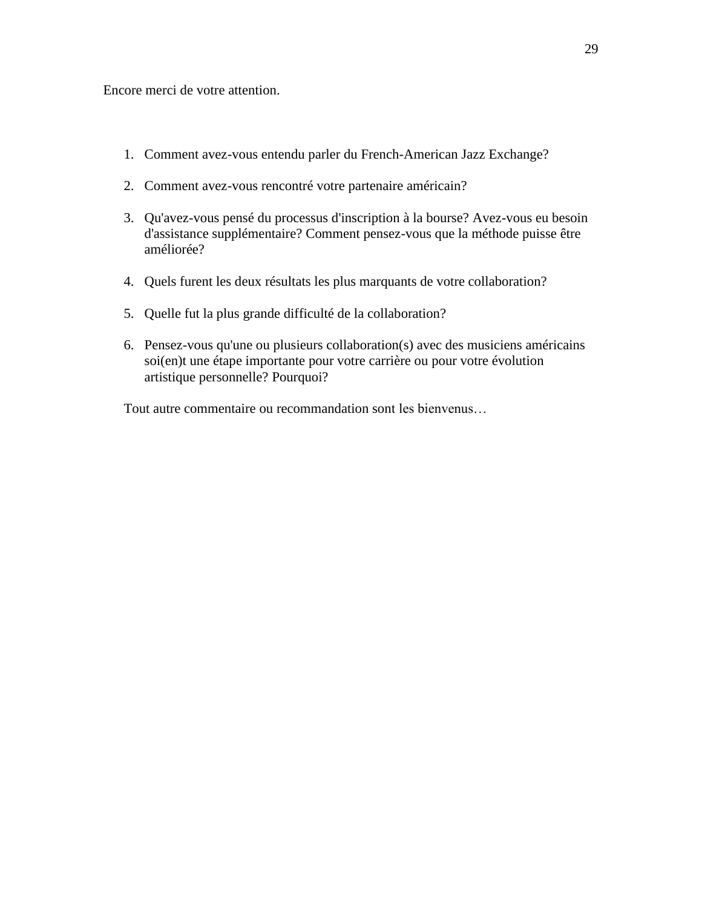Encore merci de votre attention.

1. Comment avez-vous entendu parler du French-American Jazz Exchange?

2. Comment avez-vous rencontré votre partenaire américain?

3. Qu'avez-vous pensé du processus d'inscription à la bourse? Avez-vous eu besoin d'assistance supplémentaire? Comment pensez-vous que la méthode puisse être améliorée?

4. Quels furent les deux résultats les plus marquants de votre collaboration?

5. Quelle fut la plus grande difficulté de la collaboration?

6. Pensez-vous qu'une ou plusieurs collaboration(s) avec des musiciens américains soi(en)t une étape importante pour votre carrière ou pour votre évolution artistique personnelle? Pourquoi?

Tout autre commentaire ou recommandation sont les bienvenus…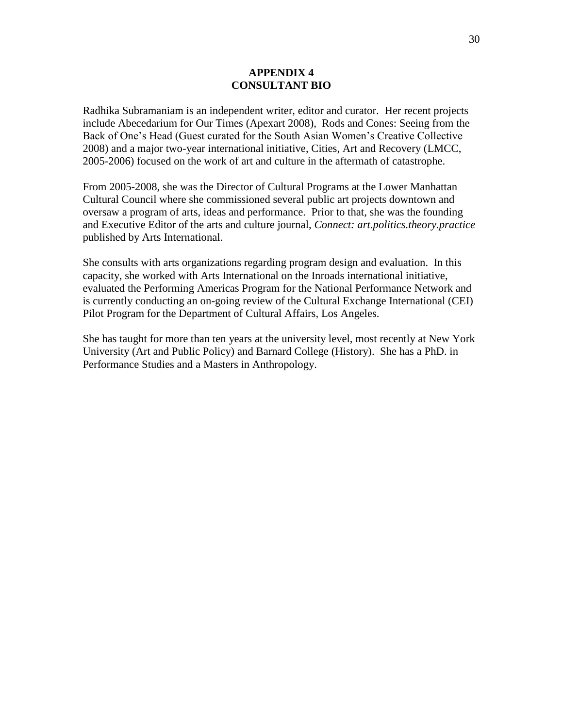# APPENDIX 4
# CONSULTANT BIO

Radhika Subramaniam is an independent writer, editor and curator. Her recent projects include Abecedarium for Our Times (Apexart 2008), Rods and Cones: Seeing from the Back of One's Head (Guest curated for the South Asian Women's Creative Collective 2008) and a major two-year international initiative, Cities, Art and Recovery (LMCC, 2005-2006) focused on the work of art and culture in the aftermath of catastrophe.

From 2005-2008, she was the Director of Cultural Programs at the Lower Manhattan Cultural Council where she commissioned several public art projects downtown and oversaw a program of arts, ideas and performance. Prior to that, she was the founding and Executive Editor of the arts and culture journal, *Connect: art.politics.theory.practice* published by Arts International.

She consults with arts organizations regarding program design and evaluation. In this capacity, she worked with Arts International on the Inroads international initiative, evaluated the Performing Americas Program for the National Performance Network and is currently conducting an on-going review of the Cultural Exchange International (CEI) Pilot Program for the Department of Cultural Affairs, Los Angeles.

She has taught for more than ten years at the university level, most recently at New York University (Art and Public Policy) and Barnard College (History). She has a PhD. in Performance Studies and a Masters in Anthropology.